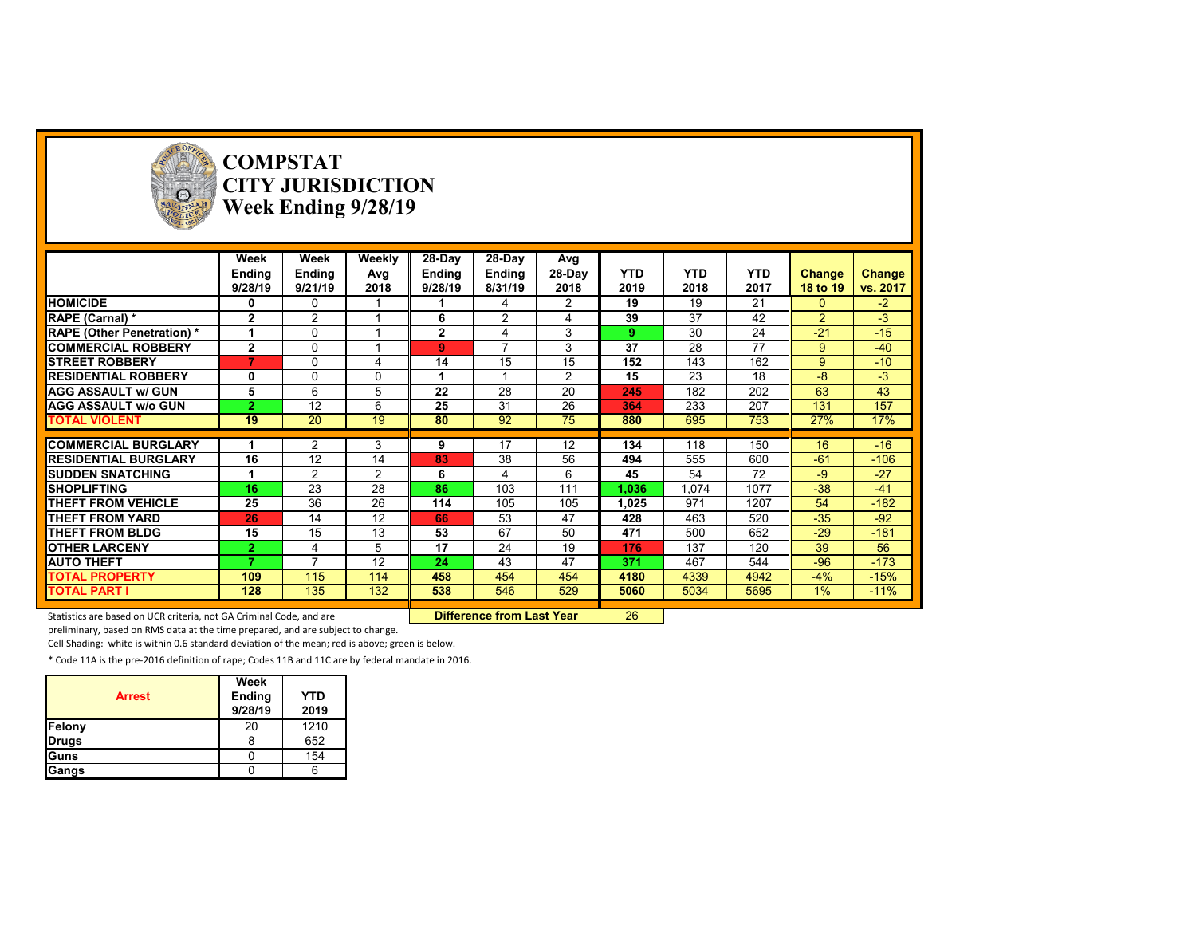# COMPSTAT
## CITY JURISDICTION
## Week Ending 9/28/19

| | Week Ending 9/28/19 | Week Ending 9/21/19 | Weekly Avg 2018 | 28-Day Ending 9/28/19 | 28-Day Ending 8/31/19 | Avg 28-Day 2018 | YTD 2019 | YTD 2018 | YTD 2017 | Change 18 to 19 | Change vs. 2017 |
|---|---|---|---|---|---|---|---|---|---|---|---|
| **HOMICIDE** | 0 | 0 | 1 | 1 | 4 | 2 | 19 | 19 | 21 | 0 | -2 |
| **RAPE (Carnal) *** | 2 | 2 | 1 | 6 | 2 | 4 | 39 | 37 | 42 | 2 | -3 |
| **RAPE (Other Penetration) *** | 1 | 0 | 1 | 2 | 4 | 3 | 9 | 30 | 24 | -21 | -15 |
| **COMMERCIAL ROBBERY** | 2 | 0 | 1 | 9 | 7 | 3 | 37 | 28 | 77 | 9 | -40 |
| **STREET ROBBERY** | 7 | 0 | 4 | 14 | 15 | 15 | 152 | 143 | 162 | 9 | -10 |
| **RESIDENTIAL ROBBERY** | 0 | 0 | 0 | 1 | 1 | 2 | 15 | 23 | 18 | -8 | -3 |
| **AGG ASSAULT w/ GUN** | 5 | 6 | 5 | 22 | 28 | 20 | 245 | 182 | 202 | 63 | 43 |
| **AGG ASSAULT w/o GUN** | 2 | 12 | 6 | 25 | 31 | 26 | 364 | 233 | 207 | 131 | 157 |
| **TOTAL VIOLENT** | 19 | 20 | 19 | 80 | 92 | 75 | 880 | 695 | 753 | 27% | 17% |
| **COMMERCIAL BURGLARY** | 1 | 2 | 3 | 9 | 17 | 12 | 134 | 118 | 150 | 16 | -16 |
| **RESIDENTIAL BURGLARY** | 16 | 12 | 14 | 83 | 38 | 56 | 494 | 555 | 600 | -61 | -106 |
| **SUDDEN SNATCHING** | 1 | 2 | 2 | 6 | 4 | 6 | 45 | 54 | 72 | -9 | -27 |
| **SHOPLIFTING** | 16 | 23 | 28 | 86 | 103 | 111 | 1,036 | 1,074 | 1077 | -38 | -41 |
| **THEFT FROM VEHICLE** | 25 | 36 | 26 | 114 | 105 | 105 | 1,025 | 971 | 1207 | 54 | -182 |
| **THEFT FROM YARD** | 26 | 14 | 12 | 66 | 53 | 47 | 428 | 463 | 520 | -35 | -92 |
| **THEFT FROM BLDG** | 15 | 15 | 13 | 53 | 67 | 50 | 471 | 500 | 652 | -29 | -181 |
| **OTHER LARCENY** | 2 | 4 | 5 | 17 | 24 | 19 | 176 | 137 | 120 | 39 | 56 |
| **AUTO THEFT** | 7 | 7 | 12 | 24 | 43 | 47 | 371 | 467 | 544 | -96 | -173 |
| **TOTAL PROPERTY** | 109 | 115 | 114 | 458 | 454 | 454 | 4180 | 4339 | 4942 | -4% | -15% |
| **TOTAL PART I** | 128 | 135 | 132 | 538 | 546 | 529 | 5060 | 5034 | 5695 | 1% | -11% |

**Difference from Last Year**: 26

Statistics are based on UCR criteria, not GA Criminal Code, and are preliminary, based on RMS data at the time prepared, and are subject to change.

Cell Shading: white is within 0.6 standard deviation of the mean; red is above; green is below.

* Code 11A is the pre-2016 definition of rape; Codes 11B and 11C are by federal mandate in 2016.

| Arrest | Week Ending 9/28/19 | YTD 2019 |
|---|---|---|
| Felony | 20 | 1210 |
| Drugs | 8 | 652 |
| Guns | 0 | 154 |
| Gangs | 0 | 6 |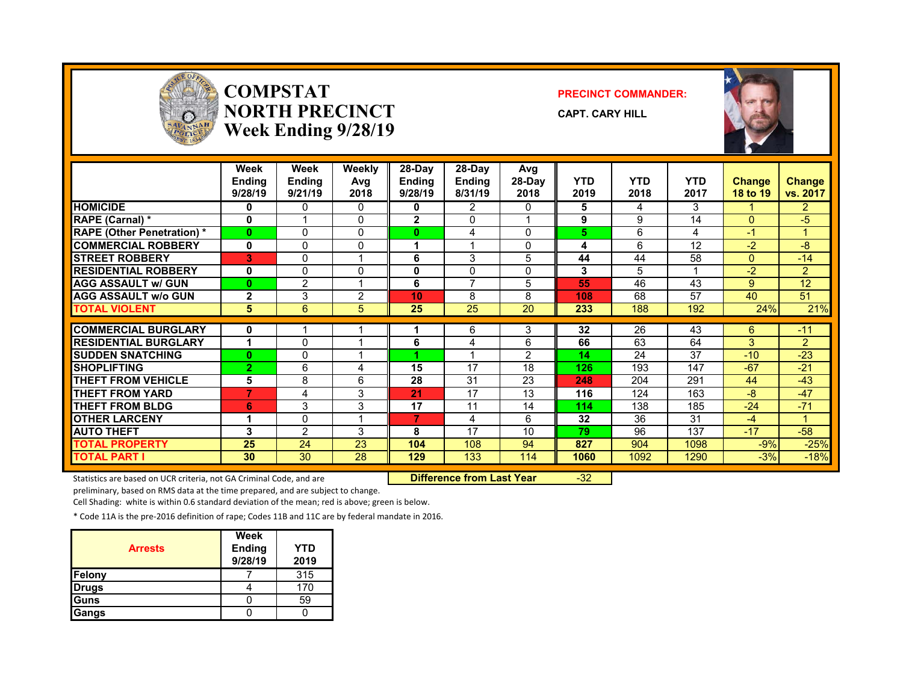# COMPSTAT
# NORTH PRECINCT
## Week Ending 9/28/19

**PRECINCT COMMANDER:**

**CAPT. CARY HILL**

| | Week Ending 9/28/19 | Week Ending 9/21/19 | Weekly Avg 2018 | 28-Day Ending 9/28/19 | 28-Day Ending 8/31/19 | Avg 28-Day 2018 | YTD 2019 | YTD 2018 | YTD 2017 | Change 18 to 19 | Change vs. 2017 |
|---|---|---|---|---|---|---|---|---|---|---|---|
| HOMICIDE | 0 | 0 | 0 | 0 | 2 | 0 | 5 | 4 | 3 | 1 | 2 |
| RAPE (Carnal) * | 0 | 1 | 0 | 2 | 0 | 1 | 9 | 9 | 14 | 0 | -5 |
| RAPE (Other Penetration) * | 0 | 0 | 0 | 0 | 4 | 0 | 5 | 6 | 4 | -1 | 1 |
| COMMERCIAL ROBBERY | 0 | 0 | 0 | 1 | 1 | 0 | 4 | 6 | 12 | -2 | -8 |
| STREET ROBBERY | 3 | 0 | 1 | 6 | 3 | 5 | 44 | 44 | 58 | 0 | -14 |
| RESIDENTIAL ROBBERY | 0 | 0 | 0 | 0 | 0 | 0 | 3 | 5 | 1 | -2 | 2 |
| AGG ASSAULT w/ GUN | 0 | 2 | 1 | 6 | 7 | 5 | 55 | 46 | 43 | 9 | 12 |
| AGG ASSAULT w/o GUN | 2 | 3 | 2 | 10 | 8 | 8 | 108 | 68 | 57 | 40 | 51 |
| TOTAL VIOLENT | 5 | 6 | 5 | 25 | 25 | 20 | 233 | 188 | 192 | 24% | 21% |
| COMMERCIAL BURGLARY | 0 | 1 | 1 | 1 | 6 | 3 | 32 | 26 | 43 | 6 | -11 |
| RESIDENTIAL BURGLARY | 1 | 0 | 1 | 6 | 4 | 6 | 66 | 63 | 64 | 3 | 2 |
| SUDDEN SNATCHING | 0 | 0 | 1 | 1 | 1 | 2 | 14 | 24 | 37 | -10 | -23 |
| SHOPLIFTING | 2 | 6 | 4 | 15 | 17 | 18 | 126 | 193 | 147 | -67 | -21 |
| THEFT FROM VEHICLE | 5 | 8 | 6 | 28 | 31 | 23 | 248 | 204 | 291 | 44 | -43 |
| THEFT FROM YARD | 7 | 4 | 3 | 21 | 17 | 13 | 116 | 124 | 163 | -8 | -47 |
| THEFT FROM BLDG | 6 | 3 | 3 | 17 | 11 | 14 | 114 | 138 | 185 | -24 | -71 |
| OTHER LARCENY | 1 | 0 | 1 | 7 | 4 | 6 | 32 | 36 | 31 | -4 | 1 |
| AUTO THEFT | 3 | 2 | 3 | 8 | 17 | 10 | 79 | 96 | 137 | -17 | -58 |
| TOTAL PROPERTY | 25 | 24 | 23 | 104 | 108 | 94 | 827 | 904 | 1098 | -9% | -25% |
| TOTAL PART I | 30 | 30 | 28 | 129 | 133 | 114 | 1060 | 1092 | 1290 | -3% | -18% |

**Difference from Last Year** -32

Statistics are based on UCR criteria, not GA Criminal Code, and are preliminary, based on RMS data at the time prepared, and are subject to change.

Cell Shading: white is within 0.6 standard deviation of the mean; red is above; green is below.

* Code 11A is the pre-2016 definition of rape; Codes 11B and 11C are by federal mandate in 2016.

| Arrests | Week Ending 9/28/19 | YTD 2019 |
|---|---|---|
| Felony | 7 | 315 |
| Drugs | 4 | 170 |
| Guns | 0 | 59 |
| Gangs | 0 | 0 |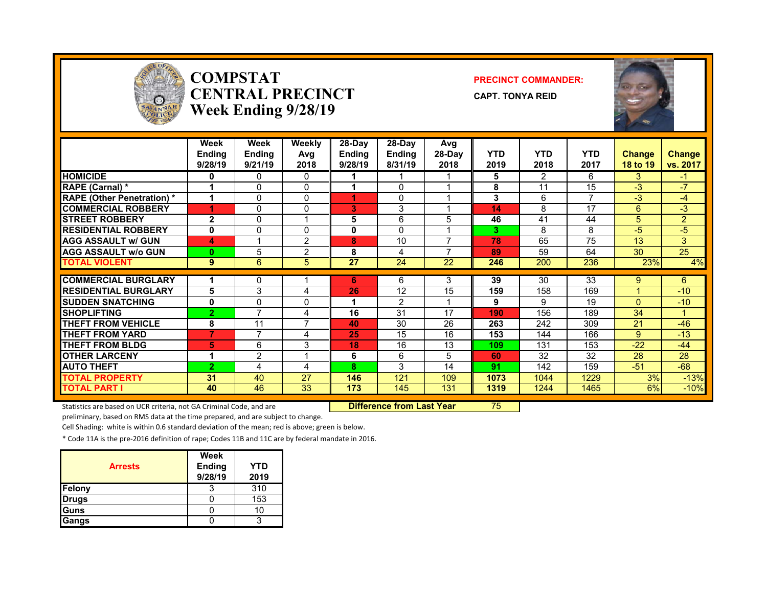# COMPSTAT
# CENTRAL PRECINCT
# Week Ending 9/28/19

**PRECINCT COMMANDER:**

**CAPT. TONYA REID**

| | Week Ending 9/28/19 | Week Ending 9/21/19 | Weekly Avg 2018 | 28-Day Ending 9/28/19 | 28-Day Ending 8/31/19 | Avg 28-Day 2018 | YTD 2019 | YTD 2018 | YTD 2017 | Change 18 to 19 | Change vs. 2017 |
|---|---|---|---|---|---|---|---|---|---|---|---|
| HOMICIDE | 0 | 0 | 0 | 1 | 1 | 1 | 5 | 2 | 6 | 3 | -1 |
| RAPE (Carnal) * | 1 | 0 | 0 | 1 | 0 | 1 | 8 | 11 | 15 | -3 | -7 |
| RAPE (Other Penetration) * | 1 | 0 | 0 | 1 | 0 | 1 | 3 | 6 | 7 | -3 | -4 |
| COMMERCIAL ROBBERY | 1 | 0 | 0 | 3 | 3 | 1 | 14 | 8 | 17 | 6 | -3 |
| STREET ROBBERY | 2 | 0 | 1 | 5 | 6 | 5 | 46 | 41 | 44 | 5 | 2 |
| RESIDENTIAL ROBBERY | 0 | 0 | 0 | 0 | 0 | 1 | 3 | 8 | 8 | -5 | -5 |
| AGG ASSAULT w/ GUN | 4 | 1 | 2 | 8 | 10 | 7 | 78 | 65 | 75 | 13 | 3 |
| AGG ASSAULT w/o GUN | 0 | 5 | 2 | 8 | 4 | 7 | 89 | 59 | 64 | 30 | 25 |
| TOTAL VIOLENT | 9 | 6 | 5 | 27 | 24 | 22 | 246 | 200 | 236 | 23% | 4% |
| COMMERCIAL BURGLARY | 1 | 0 | 1 | 6 | 6 | 3 | 39 | 30 | 33 | 9 | 6 |
| RESIDENTIAL BURGLARY | 5 | 3 | 4 | 26 | 12 | 15 | 159 | 158 | 169 | 1 | -10 |
| SUDDEN SNATCHING | 0 | 0 | 0 | 1 | 2 | 1 | 9 | 9 | 19 | 0 | -10 |
| SHOPLIFTING | 2 | 7 | 4 | 16 | 31 | 17 | 190 | 156 | 189 | 34 | 1 |
| THEFT FROM VEHICLE | 8 | 11 | 7 | 40 | 30 | 26 | 263 | 242 | 309 | 21 | -46 |
| THEFT FROM YARD | 7 | 7 | 4 | 25 | 15 | 16 | 153 | 144 | 166 | 9 | -13 |
| THEFT FROM BLDG | 5 | 6 | 3 | 18 | 16 | 13 | 109 | 131 | 153 | -22 | -44 |
| OTHER LARCENY | 1 | 2 | 1 | 6 | 6 | 5 | 60 | 32 | 32 | 28 | 28 |
| AUTO THEFT | 2 | 4 | 4 | 8 | 3 | 14 | 91 | 142 | 159 | -51 | -68 |
| TOTAL PROPERTY | 31 | 40 | 27 | 146 | 121 | 109 | 1073 | 1044 | 1229 | 3% | -13% |
| TOTAL PART I | 40 | 46 | 33 | 173 | 145 | 131 | 1319 | 1244 | 1465 | 6% | -10% |

**Difference from Last Year** 75

Statistics are based on UCR criteria, not GA Criminal Code, and are preliminary, based on RMS data at the time prepared, and are subject to change.

Cell Shading: white is within 0.6 standard deviation of the mean; red is above; green is below.

* Code 11A is the pre-2016 definition of rape; Codes 11B and 11C are by federal mandate in 2016.

| Arrests | Week Ending 9/28/19 | YTD 2019 |
|---|---|---|
| Felony | 3 | 310 |
| Drugs | 0 | 153 |
| Guns | 0 | 10 |
| Gangs | 0 | 3 |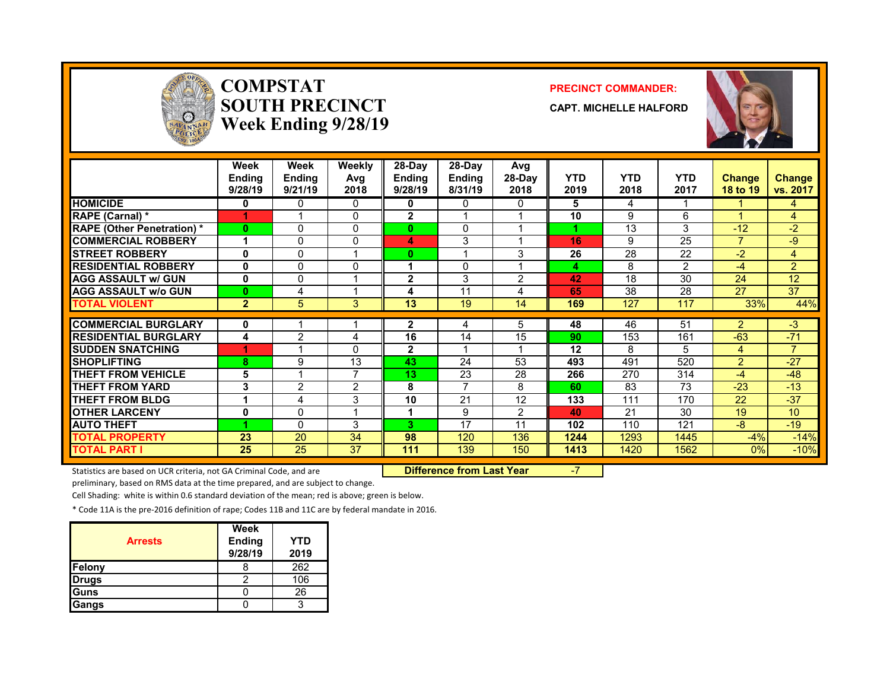# COMPSTAT
# SOUTH PRECINCT
# Week Ending 9/28/19

**PRECINCT COMMANDER:**

**CAPT. MICHELLE HALFORD**

| | Week Ending 9/28/19 | Week Ending 9/21/19 | Weekly Avg 2018 | 28-Day Ending 9/28/19 | 28-Day Ending 8/31/19 | Avg 28-Day 2018 | YTD 2019 | YTD 2018 | YTD 2017 | Change 18 to 19 | Change vs. 2017 |
|---|---|---|---|---|---|---|---|---|---|---|---|
| HOMICIDE | 0 | 0 | 0 | 0 | 0 | 0 | 5 | 4 | 1 | 1 | 4 |
| RAPE (Carnal) * | 1 | 1 | 0 | 2 | 1 | 1 | 10 | 9 | 6 | 1 | 4 |
| RAPE (Other Penetration) * | 0 | 0 | 0 | 0 | 0 | 1 | 1 | 13 | 3 | -12 | -2 |
| COMMERCIAL ROBBERY | 1 | 0 | 0 | 4 | 3 | 1 | 16 | 9 | 25 | 7 | -9 |
| STREET ROBBERY | 0 | 0 | 1 | 0 | 1 | 3 | 26 | 28 | 22 | -2 | 4 |
| RESIDENTIAL ROBBERY | 0 | 0 | 0 | 1 | 0 | 1 | 4 | 8 | 2 | -4 | 2 |
| AGG ASSAULT w/ GUN | 0 | 0 | 1 | 2 | 3 | 2 | 42 | 18 | 30 | 24 | 12 |
| AGG ASSAULT w/o GUN | 0 | 4 | 1 | 4 | 11 | 4 | 65 | 38 | 28 | 27 | 37 |
| TOTAL VIOLENT | 2 | 5 | 3 | 13 | 19 | 14 | 169 | 127 | 117 | 33% | 44% |
| COMMERCIAL BURGLARY | 0 | 1 | 1 | 2 | 4 | 5 | 48 | 46 | 51 | 2 | -3 |
| RESIDENTIAL BURGLARY | 4 | 2 | 4 | 16 | 14 | 15 | 90 | 153 | 161 | -63 | -71 |
| SUDDEN SNATCHING | 1 | 1 | 0 | 2 | 1 | 1 | 12 | 8 | 5 | 4 | 7 |
| SHOPLIFTING | 8 | 9 | 13 | 43 | 24 | 53 | 493 | 491 | 520 | 2 | -27 |
| THEFT FROM VEHICLE | 5 | 1 | 7 | 13 | 23 | 28 | 266 | 270 | 314 | -4 | -48 |
| THEFT FROM YARD | 3 | 2 | 2 | 8 | 7 | 8 | 60 | 83 | 73 | -23 | -13 |
| THEFT FROM BLDG | 1 | 4 | 3 | 10 | 21 | 12 | 133 | 111 | 170 | 22 | -37 |
| OTHER LARCENY | 0 | 0 | 1 | 1 | 9 | 2 | 40 | 21 | 30 | 19 | 10 |
| AUTO THEFT | 1 | 0 | 3 | 3 | 17 | 11 | 102 | 110 | 121 | -8 | -19 |
| TOTAL PROPERTY | 23 | 20 | 34 | 98 | 120 | 136 | 1244 | 1293 | 1445 | -4% | -14% |
| TOTAL PART I | 25 | 25 | 37 | 111 | 139 | 150 | 1413 | 1420 | 1562 | 0% | -10% |

**Difference from Last Year** -7

Statistics are based on UCR criteria, not GA Criminal Code, and are preliminary, based on RMS data at the time prepared, and are subject to change.

Cell Shading: white is within 0.6 standard deviation of the mean; red is above; green is below.

* Code 11A is the pre-2016 definition of rape; Codes 11B and 11C are by federal mandate in 2016.

| Arrests | Week Ending 9/28/19 | YTD 2019 |
|---|---|---|
| Felony | 8 | 262 |
| Drugs | 2 | 106 |
| Guns | 0 | 26 |
| Gangs | 0 | 3 |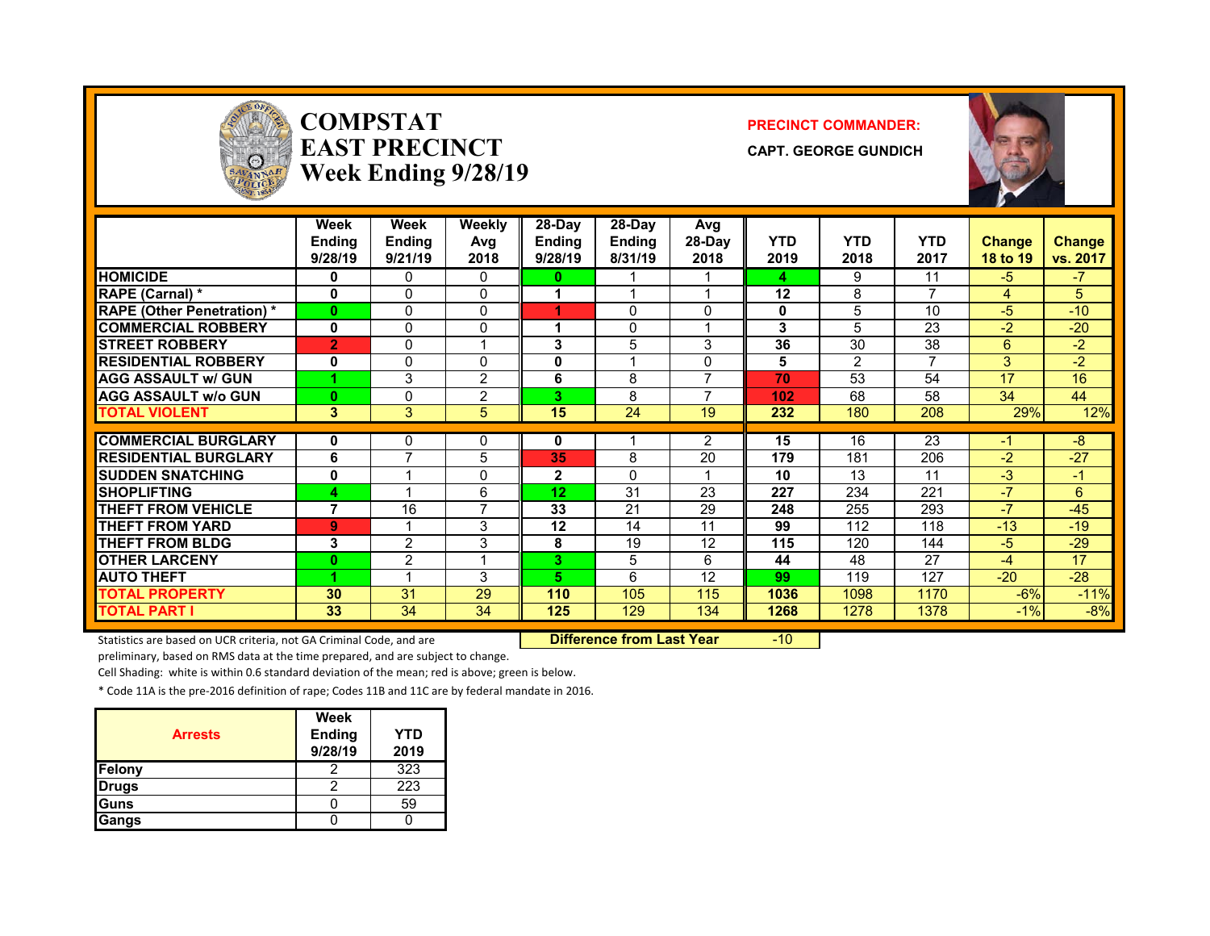# COMPSTAT
# EAST PRECINCT
# Week Ending 9/28/19

**PRECINCT COMMANDER:**

**CAPT. GEORGE GUNDICH**

| | Week Ending 9/28/19 | Week Ending 9/21/19 | Weekly Avg 2018 | 28-Day Ending 9/28/19 | 28-Day Ending 8/31/19 | Avg 28-Day 2018 | YTD 2019 | YTD 2018 | YTD 2017 | Change 18 to 19 | Change vs. 2017 |
|---|---|---|---|---|---|---|---|---|---|---|---|
| HOMICIDE | 0 | 0 | 0 | 0 | 1 | 1 | 4 | 9 | 11 | -5 | -7 |
| RAPE (Carnal) * | 0 | 0 | 0 | 1 | 1 | 1 | 12 | 8 | 7 | 4 | 5 |
| RAPE (Other Penetration) * | 0 | 0 | 0 | 1 | 0 | 0 | 0 | 5 | 10 | -5 | -10 |
| COMMERCIAL ROBBERY | 0 | 0 | 0 | 1 | 0 | 1 | 3 | 5 | 23 | -2 | -20 |
| STREET ROBBERY | 2 | 0 | 1 | 3 | 5 | 3 | 36 | 30 | 38 | 6 | -2 |
| RESIDENTIAL ROBBERY | 0 | 0 | 0 | 0 | 1 | 0 | 5 | 2 | 7 | 3 | -2 |
| AGG ASSAULT w/ GUN | 1 | 3 | 2 | 6 | 8 | 7 | 70 | 53 | 54 | 17 | 16 |
| AGG ASSAULT w/o GUN | 0 | 0 | 2 | 3 | 8 | 7 | 102 | 68 | 58 | 34 | 44 |
| TOTAL VIOLENT | 3 | 3 | 5 | 15 | 24 | 19 | 232 | 180 | 208 | 29% | 12% |
| COMMERCIAL BURGLARY | 0 | 0 | 0 | 0 | 1 | 2 | 15 | 16 | 23 | -1 | -8 |
| RESIDENTIAL BURGLARY | 6 | 7 | 5 | 35 | 8 | 20 | 179 | 181 | 206 | -2 | -27 |
| SUDDEN SNATCHING | 0 | 1 | 0 | 2 | 0 | 1 | 10 | 13 | 11 | -3 | -1 |
| SHOPLIFTING | 4 | 1 | 6 | 12 | 31 | 23 | 227 | 234 | 221 | -7 | 6 |
| THEFT FROM VEHICLE | 7 | 16 | 7 | 33 | 21 | 29 | 248 | 255 | 293 | -7 | -45 |
| THEFT FROM YARD | 9 | 1 | 3 | 12 | 14 | 11 | 99 | 112 | 118 | -13 | -19 |
| THEFT FROM BLDG | 3 | 2 | 3 | 8 | 19 | 12 | 115 | 120 | 144 | -5 | -29 |
| OTHER LARCENY | 0 | 2 | 1 | 3 | 5 | 6 | 44 | 48 | 27 | -4 | 17 |
| AUTO THEFT | 1 | 1 | 3 | 5 | 6 | 12 | 99 | 119 | 127 | -20 | -28 |
| TOTAL PROPERTY | 30 | 31 | 29 | 110 | 105 | 115 | 1036 | 1098 | 1170 | -6% | -11% |
| TOTAL PART I | 33 | 34 | 34 | 125 | 129 | 134 | 1268 | 1278 | 1378 | -1% | -8% |

**Difference from Last Year** -10

Statistics are based on UCR criteria, not GA Criminal Code, and are preliminary, based on RMS data at the time prepared, and are subject to change.

Cell Shading: white is within 0.6 standard deviation of the mean; red is above; green is below.

* Code 11A is the pre-2016 definition of rape; Codes 11B and 11C are by federal mandate in 2016.

| Arrests | Week Ending 9/28/19 | YTD 2019 |
|---|---|---|
| Felony | 2 | 323 |
| Drugs | 2 | 223 |
| Guns | 0 | 59 |
| Gangs | 0 | 0 |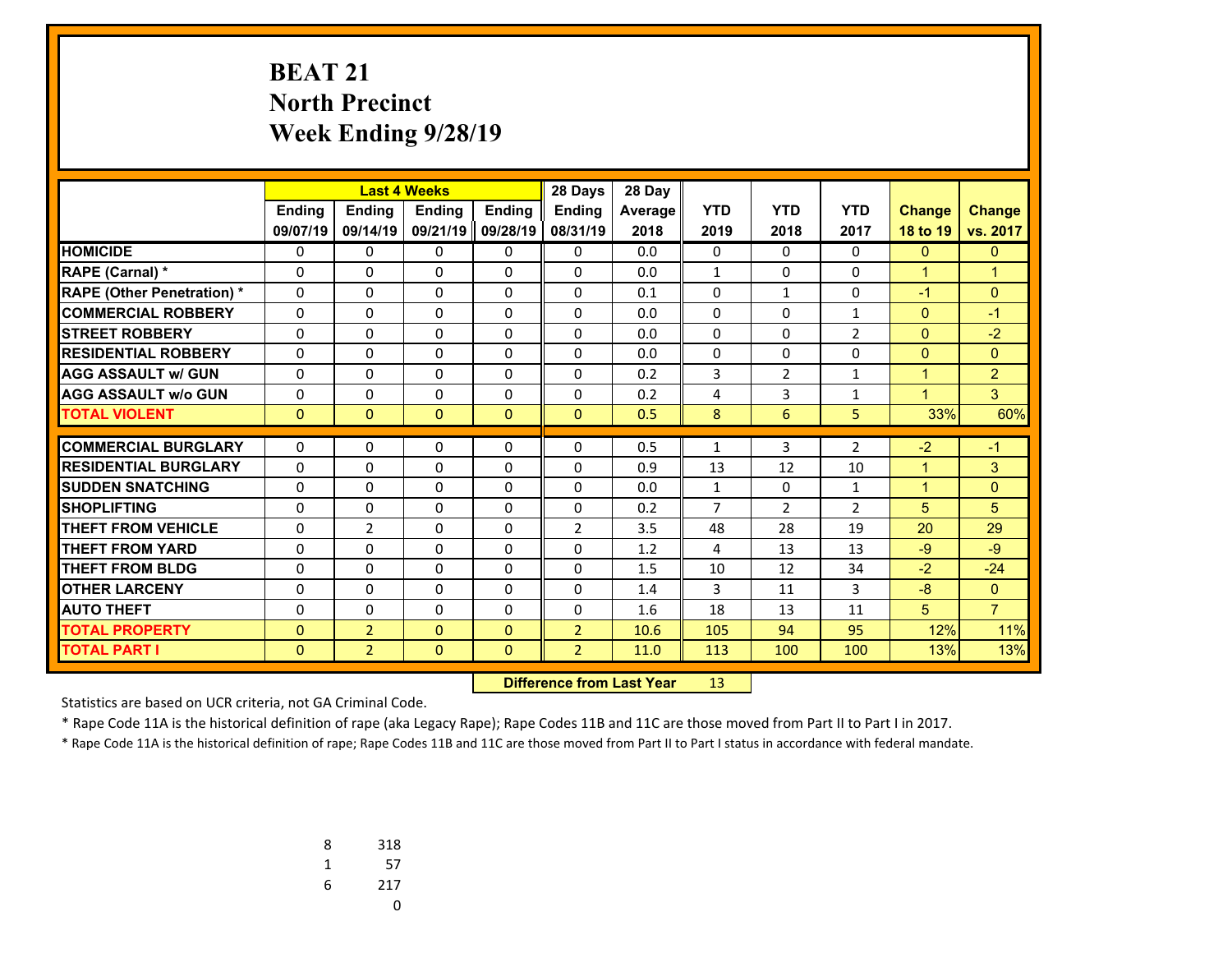# BEAT 21
# North Precinct
# Week Ending 9/28/19

| | Last 4 Weeks | | | | 28 Days | 28 Day | | | | | |
|---|---|---|---|---|---|---|---|---|---|---|---|
| | Ending 09/07/19 | Ending 09/14/19 | Ending 09/21/19 | Ending 09/28/19 | Ending 08/31/19 | Average 2018 | YTD 2019 | YTD 2018 | YTD 2017 | Change 18 to 19 | Change vs. 2017 |
| HOMICIDE | 0 | 0 | 0 | 0 | 0 | 0.0 | 0 | 0 | 0 | 0 | 0 |
| RAPE (Carnal) * | 0 | 0 | 0 | 0 | 0 | 0.0 | 1 | 0 | 0 | 1 | 1 |
| RAPE (Other Penetration) * | 0 | 0 | 0 | 0 | 0 | 0.1 | 0 | 1 | 0 | -1 | 0 |
| COMMERCIAL ROBBERY | 0 | 0 | 0 | 0 | 0 | 0.0 | 0 | 0 | 1 | 0 | -1 |
| STREET ROBBERY | 0 | 0 | 0 | 0 | 0 | 0.0 | 0 | 0 | 2 | 0 | -2 |
| RESIDENTIAL ROBBERY | 0 | 0 | 0 | 0 | 0 | 0.0 | 0 | 0 | 0 | 0 | 0 |
| AGG ASSAULT w/ GUN | 0 | 0 | 0 | 0 | 0 | 0.2 | 3 | 2 | 1 | 1 | 2 |
| AGG ASSAULT w/o GUN | 0 | 0 | 0 | 0 | 0 | 0.2 | 4 | 3 | 1 | 1 | 3 |
| TOTAL VIOLENT | 0 | 0 | 0 | 0 | 0 | 0.5 | 8 | 6 | 5 | 33% | 60% |
| COMMERCIAL BURGLARY | 0 | 0 | 0 | 0 | 0 | 0.5 | 1 | 3 | 2 | -2 | -1 |
| RESIDENTIAL BURGLARY | 0 | 0 | 0 | 0 | 0 | 0.9 | 13 | 12 | 10 | 1 | 3 |
| SUDDEN SNATCHING | 0 | 0 | 0 | 0 | 0 | 0.0 | 1 | 0 | 1 | 1 | 0 |
| SHOPLIFTING | 0 | 0 | 0 | 0 | 0 | 0.2 | 7 | 2 | 2 | 5 | 5 |
| THEFT FROM VEHICLE | 0 | 2 | 0 | 0 | 2 | 3.5 | 48 | 28 | 19 | 20 | 29 |
| THEFT FROM YARD | 0 | 0 | 0 | 0 | 0 | 1.2 | 4 | 13 | 13 | -9 | -9 |
| THEFT FROM BLDG | 0 | 0 | 0 | 0 | 0 | 1.5 | 10 | 12 | 34 | -2 | -24 |
| OTHER LARCENY | 0 | 0 | 0 | 0 | 0 | 1.4 | 3 | 11 | 3 | -8 | 0 |
| AUTO THEFT | 0 | 0 | 0 | 0 | 0 | 1.6 | 18 | 13 | 11 | 5 | 7 |
| TOTAL PROPERTY | 0 | 2 | 0 | 0 | 2 | 10.6 | 105 | 94 | 95 | 12% | 11% |
| TOTAL PART I | 0 | 2 | 0 | 0 | 2 | 11.0 | 113 | 100 | 100 | 13% | 13% |

**Difference from Last Year** 13

Statistics are based on UCR criteria, not GA Criminal Code.

* Rape Code 11A is the historical definition of rape (aka Legacy Rape); Rape Codes 11B and 11C are those moved from Part II to Part I in 2017.

* Rape Code 11A is the historical definition of rape; Rape Codes 11B and 11C are those moved from Part II to Part I status in accordance with federal mandate.

| | |
|---|---|
| 8 | 318 |
| 1 | 57 |
| 6 | 217 |
| | 0 |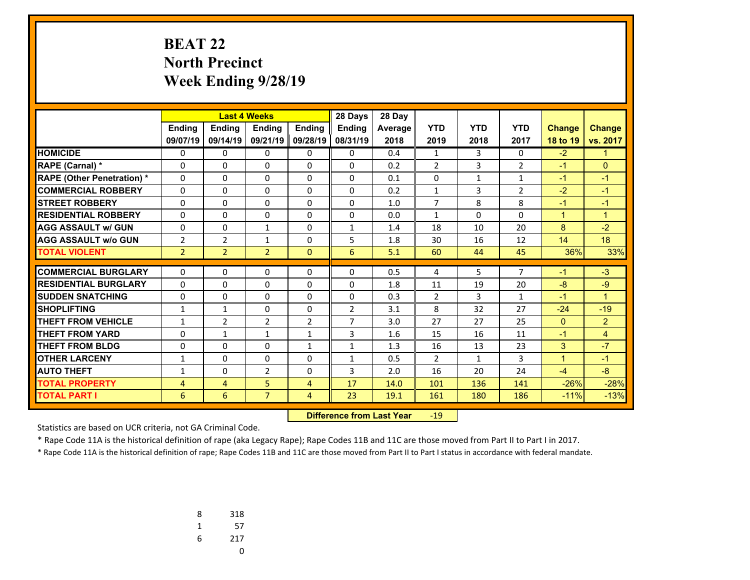# BEAT 22
# North Precinct
# Week Ending 9/28/19

| | Last 4 Weeks | | | | 28 Days | 28 Day | | | | | |
|---|---|---|---|---|---|---|---|---|---|---|---|
| | Ending 09/07/19 | Ending 09/14/19 | Ending 09/21/19 | Ending 09/28/19 | Ending 08/31/19 | Average 2018 | YTD 2019 | YTD 2018 | YTD 2017 | Change 18 to 19 | Change vs. 2017 |
| **HOMICIDE** | 0 | 0 | 0 | 0 | 0 | 0.4 | 1 | 3 | 0 | -2 | 1 |
| **RAPE (Carnal) *** | 0 | 0 | 0 | 0 | 0 | 0.2 | 2 | 3 | 2 | -1 | 0 |
| **RAPE (Other Penetration) *** | 0 | 0 | 0 | 0 | 0 | 0.1 | 0 | 1 | 1 | -1 | -1 |
| **COMMERCIAL ROBBERY** | 0 | 0 | 0 | 0 | 0 | 0.2 | 1 | 3 | 2 | -2 | -1 |
| **STREET ROBBERY** | 0 | 0 | 0 | 0 | 0 | 1.0 | 7 | 8 | 8 | -1 | -1 |
| **RESIDENTIAL ROBBERY** | 0 | 0 | 0 | 0 | 0 | 0.0 | 1 | 0 | 0 | 1 | 1 |
| **AGG ASSAULT w/ GUN** | 0 | 0 | 1 | 0 | 1 | 1.4 | 18 | 10 | 20 | 8 | -2 |
| **AGG ASSAULT w/o GUN** | 2 | 2 | 1 | 0 | 5 | 1.8 | 30 | 16 | 12 | 14 | 18 |
| **TOTAL VIOLENT** | 2 | 2 | 2 | 0 | 6 | 5.1 | 60 | 44 | 45 | 36% | 33% |
| **COMMERCIAL BURGLARY** | 0 | 0 | 0 | 0 | 0 | 0.5 | 4 | 5 | 7 | -1 | -3 |
| **RESIDENTIAL BURGLARY** | 0 | 0 | 0 | 0 | 0 | 1.8 | 11 | 19 | 20 | -8 | -9 |
| **SUDDEN SNATCHING** | 0 | 0 | 0 | 0 | 0 | 0.3 | 2 | 3 | 1 | -1 | 1 |
| **SHOPLIFTING** | 1 | 1 | 0 | 0 | 2 | 3.1 | 8 | 32 | 27 | -24 | -19 |
| **THEFT FROM VEHICLE** | 1 | 2 | 2 | 2 | 7 | 3.0 | 27 | 27 | 25 | 0 | 2 |
| **THEFT FROM YARD** | 0 | 1 | 1 | 1 | 3 | 1.6 | 15 | 16 | 11 | -1 | 4 |
| **THEFT FROM BLDG** | 0 | 0 | 0 | 1 | 1 | 1.3 | 16 | 13 | 23 | 3 | -7 |
| **OTHER LARCENY** | 1 | 0 | 0 | 0 | 1 | 0.5 | 2 | 1 | 3 | 1 | -1 |
| **AUTO THEFT** | 1 | 0 | 2 | 0 | 3 | 2.0 | 16 | 20 | 24 | -4 | -8 |
| **TOTAL PROPERTY** | 4 | 4 | 5 | 4 | 17 | 14.0 | 101 | 136 | 141 | -26% | -28% |
| **TOTAL PART I** | 6 | 6 | 7 | 4 | 23 | 19.1 | 161 | 180 | 186 | -11% | -13% |

**Difference from Last Year** -19

Statistics are based on UCR criteria, not GA Criminal Code.

* Rape Code 11A is the historical definition of rape (aka Legacy Rape); Rape Codes 11B and 11C are those moved from Part II to Part I in 2017.

* Rape Code 11A is the historical definition of rape; Rape Codes 11B and 11C are those moved from Part II to Part I status in accordance with federal mandate.

| | |
|---|---|
| 8 | 318 |
| 1 | 57 |
| 6 | 217 |
| | 0 |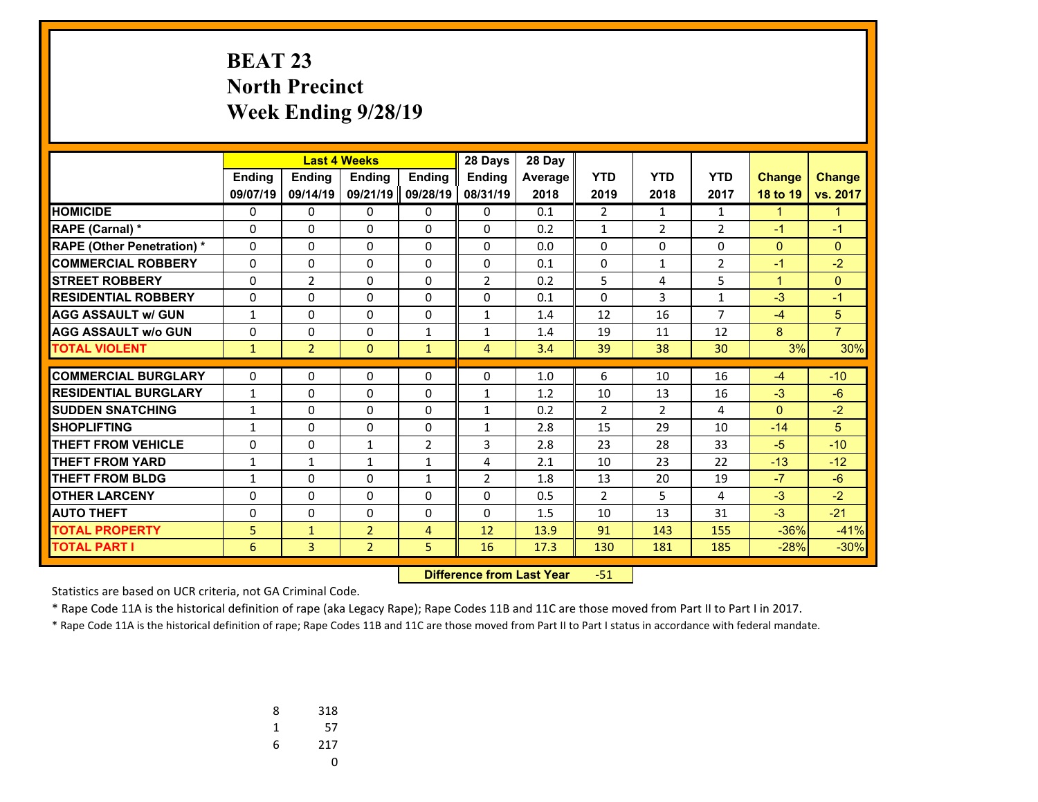# BEAT 23
# North Precinct
# Week Ending 9/28/19

| | Last 4 Weeks | | | | 28 Days | 28 Day | | | | | |
|---|---|---|---|---|---|---|---|---|---|---|---|
| | Ending 09/07/19 | Ending 09/14/19 | Ending 09/21/19 | Ending 09/28/19 | Ending 08/31/19 | Average 2018 | YTD 2019 | YTD 2018 | YTD 2017 | Change 18 to 19 | Change vs. 2017 |
| **HOMICIDE** | 0 | 0 | 0 | 0 | 0 | 0.1 | 2 | 1 | 1 | 1 | 1 |
| **RAPE (Carnal) *** | 0 | 0 | 0 | 0 | 0 | 0.2 | 1 | 2 | 2 | -1 | -1 |
| **RAPE (Other Penetration) *** | 0 | 0 | 0 | 0 | 0 | 0.0 | 0 | 0 | 0 | 0 | 0 |
| **COMMERCIAL ROBBERY** | 0 | 0 | 0 | 0 | 0 | 0.1 | 0 | 1 | 2 | -1 | -2 |
| **STREET ROBBERY** | 0 | 2 | 0 | 0 | 2 | 0.2 | 5 | 4 | 5 | 1 | 0 |
| **RESIDENTIAL ROBBERY** | 0 | 0 | 0 | 0 | 0 | 0.1 | 0 | 3 | 1 | -3 | -1 |
| **AGG ASSAULT w/ GUN** | 1 | 0 | 0 | 0 | 1 | 1.4 | 12 | 16 | 7 | -4 | 5 |
| **AGG ASSAULT w/o GUN** | 0 | 0 | 0 | 1 | 1 | 1.4 | 19 | 11 | 12 | 8 | 7 |
| **TOTAL VIOLENT** | 1 | 2 | 0 | 1 | 4 | 3.4 | 39 | 38 | 30 | 3% | 30% |
| **COMMERCIAL BURGLARY** | 0 | 0 | 0 | 0 | 0 | 1.0 | 6 | 10 | 16 | -4 | -10 |
| **RESIDENTIAL BURGLARY** | 1 | 0 | 0 | 0 | 1 | 1.2 | 10 | 13 | 16 | -3 | -6 |
| **SUDDEN SNATCHING** | 1 | 0 | 0 | 0 | 1 | 0.2 | 2 | 2 | 4 | 0 | -2 |
| **SHOPLIFTING** | 1 | 0 | 0 | 0 | 1 | 2.8 | 15 | 29 | 10 | -14 | 5 |
| **THEFT FROM VEHICLE** | 0 | 0 | 1 | 2 | 3 | 2.8 | 23 | 28 | 33 | -5 | -10 |
| **THEFT FROM YARD** | 1 | 1 | 1 | 1 | 4 | 2.1 | 10 | 23 | 22 | -13 | -12 |
| **THEFT FROM BLDG** | 1 | 0 | 0 | 1 | 2 | 1.8 | 13 | 20 | 19 | -7 | -6 |
| **OTHER LARCENY** | 0 | 0 | 0 | 0 | 0 | 0.5 | 2 | 5 | 4 | -3 | -2 |
| **AUTO THEFT** | 0 | 0 | 0 | 0 | 0 | 1.5 | 10 | 13 | 31 | -3 | -21 |
| **TOTAL PROPERTY** | 5 | 1 | 2 | 4 | 12 | 13.9 | 91 | 143 | 155 | -36% | -41% |
| **TOTAL PART I** | 6 | 3 | 2 | 5 | 16 | 17.3 | 130 | 181 | 185 | -28% | -30% |

**Difference from Last Year** -51

Statistics are based on UCR criteria, not GA Criminal Code.

* Rape Code 11A is the historical definition of rape (aka Legacy Rape); Rape Codes 11B and 11C are those moved from Part II to Part I in 2017.

* Rape Code 11A is the historical definition of rape; Rape Codes 11B and 11C are those moved from Part II to Part I status in accordance with federal mandate.

| | |
|---|---|
| 8 | 318 |
| 1 | 57 |
| 6 | 217 |
| | 0 |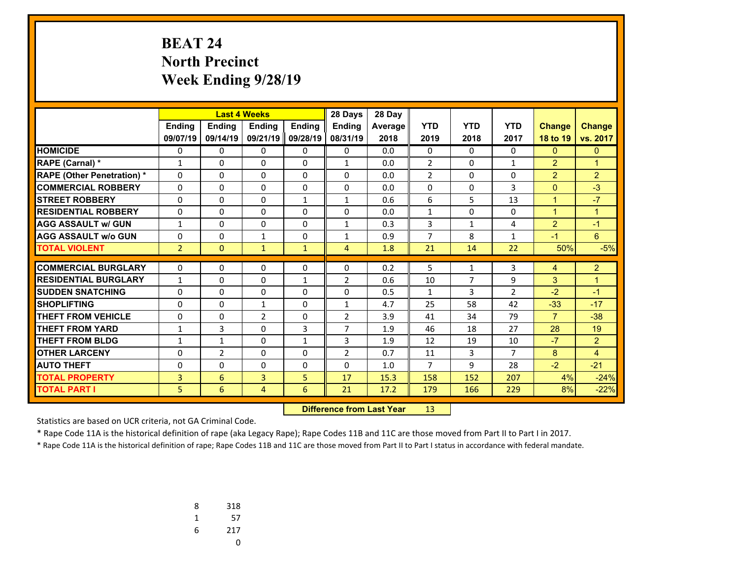# BEAT 24
## North Precinct
## Week Ending 9/28/19

| | Last 4 Weeks | | | | 28 Days | 28 Day | | | | | |
|---|---|---|---|---|---|---|---|---|---|---|---|
| | Ending 09/07/19 | Ending 09/14/19 | Ending 09/21/19 | Ending 09/28/19 | Ending 08/31/19 | Average 2018 | YTD 2019 | YTD 2018 | YTD 2017 | Change 18 to 19 | Change vs. 2017 |
| HOMICIDE | 0 | 0 | 0 | 0 | 0 | 0.0 | 0 | 0 | 0 | 0 | 0 |
| RAPE (Carnal) * | 1 | 0 | 0 | 0 | 1 | 0.0 | 2 | 0 | 1 | 2 | 1 |
| RAPE (Other Penetration) * | 0 | 0 | 0 | 0 | 0 | 0.0 | 2 | 0 | 0 | 2 | 2 |
| COMMERCIAL ROBBERY | 0 | 0 | 0 | 0 | 0 | 0.0 | 0 | 0 | 3 | 0 | -3 |
| STREET ROBBERY | 0 | 0 | 0 | 1 | 1 | 0.6 | 6 | 5 | 13 | 1 | -7 |
| RESIDENTIAL ROBBERY | 0 | 0 | 0 | 0 | 0 | 0.0 | 1 | 0 | 0 | 1 | 1 |
| AGG ASSAULT w/ GUN | 1 | 0 | 0 | 0 | 1 | 0.3 | 3 | 1 | 4 | 2 | -1 |
| AGG ASSAULT w/o GUN | 0 | 0 | 1 | 0 | 1 | 0.9 | 7 | 8 | 1 | -1 | 6 |
| TOTAL VIOLENT | 2 | 0 | 1 | 1 | 4 | 1.8 | 21 | 14 | 22 | 50% | -5% |
| COMMERCIAL BURGLARY | 0 | 0 | 0 | 0 | 0 | 0.2 | 5 | 1 | 3 | 4 | 2 |
| RESIDENTIAL BURGLARY | 1 | 0 | 0 | 1 | 2 | 0.6 | 10 | 7 | 9 | 3 | 1 |
| SUDDEN SNATCHING | 0 | 0 | 0 | 0 | 0 | 0.5 | 1 | 3 | 2 | -2 | -1 |
| SHOPLIFTING | 0 | 0 | 1 | 0 | 1 | 4.7 | 25 | 58 | 42 | -33 | -17 |
| THEFT FROM VEHICLE | 0 | 0 | 2 | 0 | 2 | 3.9 | 41 | 34 | 79 | 7 | -38 |
| THEFT FROM YARD | 1 | 3 | 0 | 3 | 7 | 1.9 | 46 | 18 | 27 | 28 | 19 |
| THEFT FROM BLDG | 1 | 1 | 0 | 1 | 3 | 1.9 | 12 | 19 | 10 | -7 | 2 |
| OTHER LARCENY | 0 | 2 | 0 | 0 | 2 | 0.7 | 11 | 3 | 7 | 8 | 4 |
| AUTO THEFT | 0 | 0 | 0 | 0 | 0 | 1.0 | 7 | 9 | 28 | -2 | -21 |
| TOTAL PROPERTY | 3 | 6 | 3 | 5 | 17 | 15.3 | 158 | 152 | 207 | 4% | -24% |
| TOTAL PART I | 5 | 6 | 4 | 6 | 21 | 17.2 | 179 | 166 | 229 | 8% | -22% |

**Difference from Last Year** 13

Statistics are based on UCR criteria, not GA Criminal Code.

* Rape Code 11A is the historical definition of rape (aka Legacy Rape); Rape Codes 11B and 11C are those moved from Part II to Part I in 2017.

* Rape Code 11A is the historical definition of rape; Rape Codes 11B and 11C are those moved from Part II to Part I status in accordance with federal mandate.

| | |
|---|---|
| 8 | 318 |
| 1 | 57 |
| 6 | 217 |
| | 0 |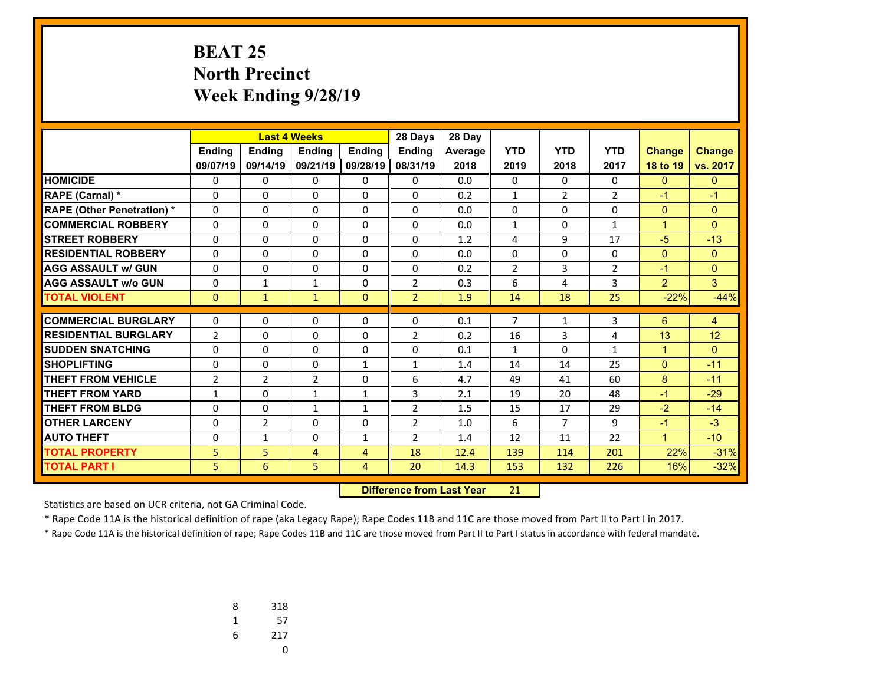# BEAT 25
# North Precinct
# Week Ending 9/28/19

| | Last 4 Weeks | | | | 28 Days | 28 Day | | | | | |
|---|---|---|---|---|---|---|---|---|---|---|---|
| | Ending 09/07/19 | Ending 09/14/19 | Ending 09/21/19 | Ending 09/28/19 | Ending 08/31/19 | Average 2018 | YTD 2019 | YTD 2018 | YTD 2017 | Change 18 to 19 | Change vs. 2017 |
| **HOMICIDE** | 0 | 0 | 0 | 0 | 0 | 0.0 | 0 | 0 | 0 | 0 | 0 |
| **RAPE (Carnal) *** | 0 | 0 | 0 | 0 | 0 | 0.2 | 1 | 2 | 2 | -1 | -1 |
| **RAPE (Other Penetration) *** | 0 | 0 | 0 | 0 | 0 | 0.0 | 0 | 0 | 0 | 0 | 0 |
| **COMMERCIAL ROBBERY** | 0 | 0 | 0 | 0 | 0 | 0.0 | 1 | 0 | 1 | 1 | 0 |
| **STREET ROBBERY** | 0 | 0 | 0 | 0 | 0 | 1.2 | 4 | 9 | 17 | -5 | -13 |
| **RESIDENTIAL ROBBERY** | 0 | 0 | 0 | 0 | 0 | 0.0 | 0 | 0 | 0 | 0 | 0 |
| **AGG ASSAULT w/ GUN** | 0 | 0 | 0 | 0 | 0 | 0.2 | 2 | 3 | 2 | -1 | 0 |
| **AGG ASSAULT w/o GUN** | 0 | 1 | 1 | 0 | 2 | 0.3 | 6 | 4 | 3 | 2 | 3 |
| **TOTAL VIOLENT** | 0 | 1 | 1 | 0 | 2 | 1.9 | 14 | 18 | 25 | -22% | -44% |
| **COMMERCIAL BURGLARY** | 0 | 0 | 0 | 0 | 0 | 0.1 | 7 | 1 | 3 | 6 | 4 |
| **RESIDENTIAL BURGLARY** | 2 | 0 | 0 | 0 | 2 | 0.2 | 16 | 3 | 4 | 13 | 12 |
| **SUDDEN SNATCHING** | 0 | 0 | 0 | 0 | 0 | 0.1 | 1 | 0 | 1 | 1 | 0 |
| **SHOPLIFTING** | 0 | 0 | 0 | 1 | 1 | 1.4 | 14 | 14 | 25 | 0 | -11 |
| **THEFT FROM VEHICLE** | 2 | 2 | 2 | 0 | 6 | 4.7 | 49 | 41 | 60 | 8 | -11 |
| **THEFT FROM YARD** | 1 | 0 | 1 | 1 | 3 | 2.1 | 19 | 20 | 48 | -1 | -29 |
| **THEFT FROM BLDG** | 0 | 0 | 1 | 1 | 2 | 1.5 | 15 | 17 | 29 | -2 | -14 |
| **OTHER LARCENY** | 0 | 2 | 0 | 0 | 2 | 1.0 | 6 | 7 | 9 | -1 | -3 |
| **AUTO THEFT** | 0 | 1 | 0 | 1 | 2 | 1.4 | 12 | 11 | 22 | 1 | -10 |
| **TOTAL PROPERTY** | 5 | 5 | 4 | 4 | 18 | 12.4 | 139 | 114 | 201 | 22% | -31% |
| **TOTAL PART I** | 5 | 6 | 5 | 4 | 20 | 14.3 | 153 | 132 | 226 | 16% | -32% |

**Difference from Last Year** 21

Statistics are based on UCR criteria, not GA Criminal Code.

* Rape Code 11A is the historical definition of rape (aka Legacy Rape); Rape Codes 11B and 11C are those moved from Part II to Part I in 2017.

* Rape Code 11A is the historical definition of rape; Rape Codes 11B and 11C are those moved from Part II to Part I status in accordance with federal mandate.

| | |
|---|---|
| 8 | 318 |
| 1 | 57 |
| 6 | 217 |
| | 0 |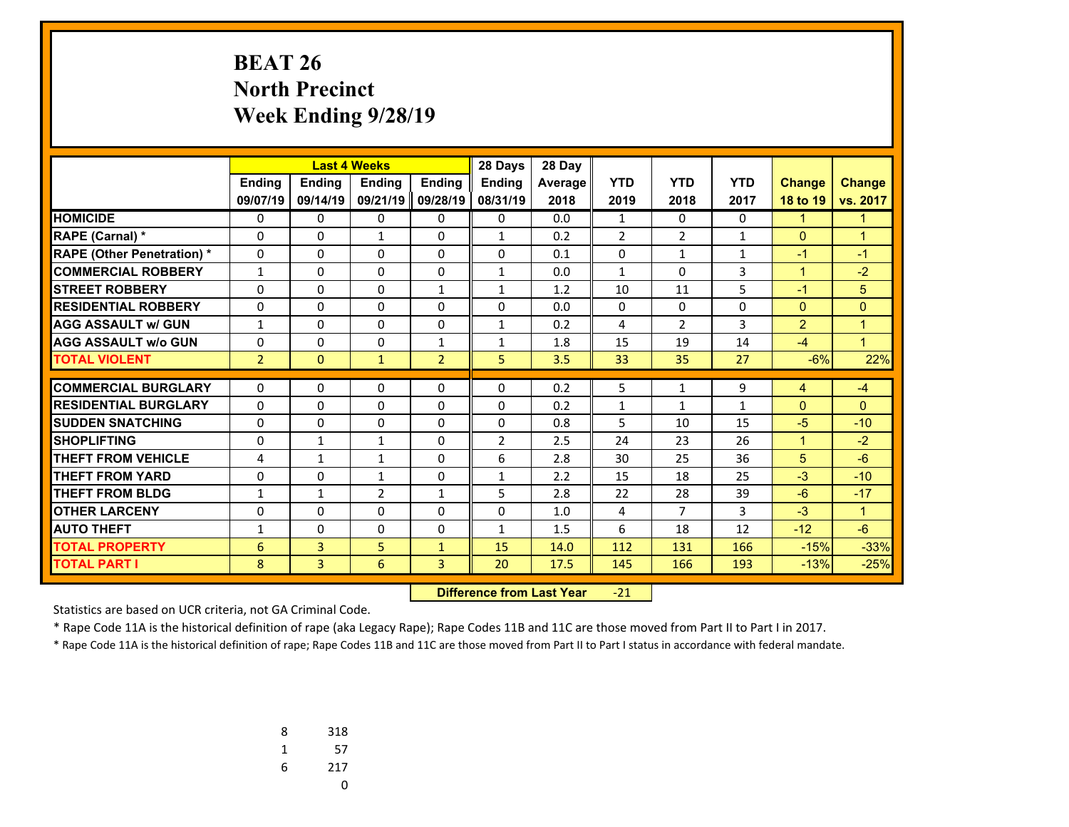# BEAT 26
# North Precinct
# Week Ending 9/28/19

| | Last 4 Weeks | | | | 28 Days | 28 Day | | | | | |
|---|---|---|---|---|---|---|---|---|---|---|---|
| | Ending 09/07/19 | Ending 09/14/19 | Ending 09/21/19 | Ending 09/28/19 | Ending 08/31/19 | Average 2018 | YTD 2019 | YTD 2018 | YTD 2017 | Change 18 to 19 | Change vs. 2017 |
| HOMICIDE | 0 | 0 | 0 | 0 | 0 | 0.0 | 1 | 0 | 0 | 1 | 1 |
| RAPE (Carnal) * | 0 | 0 | 1 | 0 | 1 | 0.2 | 2 | 2 | 1 | 0 | 1 |
| RAPE (Other Penetration) * | 0 | 0 | 0 | 0 | 0 | 0.1 | 0 | 1 | 1 | -1 | -1 |
| COMMERCIAL ROBBERY | 1 | 0 | 0 | 0 | 1 | 0.0 | 1 | 0 | 3 | 1 | -2 |
| STREET ROBBERY | 0 | 0 | 0 | 1 | 1 | 1.2 | 10 | 11 | 5 | -1 | 5 |
| RESIDENTIAL ROBBERY | 0 | 0 | 0 | 0 | 0 | 0.0 | 0 | 0 | 0 | 0 | 0 |
| AGG ASSAULT w/ GUN | 1 | 0 | 0 | 0 | 1 | 0.2 | 4 | 2 | 3 | 2 | 1 |
| AGG ASSAULT w/o GUN | 0 | 0 | 0 | 1 | 1 | 1.8 | 15 | 19 | 14 | -4 | 1 |
| TOTAL VIOLENT | 2 | 0 | 1 | 2 | 5 | 3.5 | 33 | 35 | 27 | -6% | 22% |
| COMMERCIAL BURGLARY | 0 | 0 | 0 | 0 | 0 | 0.2 | 5 | 1 | 9 | 4 | -4 |
| RESIDENTIAL BURGLARY | 0 | 0 | 0 | 0 | 0 | 0.2 | 1 | 1 | 1 | 0 | 0 |
| SUDDEN SNATCHING | 0 | 0 | 0 | 0 | 0 | 0.8 | 5 | 10 | 15 | -5 | -10 |
| SHOPLIFTING | 0 | 1 | 1 | 0 | 2 | 2.5 | 24 | 23 | 26 | 1 | -2 |
| THEFT FROM VEHICLE | 4 | 1 | 1 | 0 | 6 | 2.8 | 30 | 25 | 36 | 5 | -6 |
| THEFT FROM YARD | 0 | 0 | 1 | 0 | 1 | 2.2 | 15 | 18 | 25 | -3 | -10 |
| THEFT FROM BLDG | 1 | 1 | 2 | 1 | 5 | 2.8 | 22 | 28 | 39 | -6 | -17 |
| OTHER LARCENY | 0 | 0 | 0 | 0 | 0 | 1.0 | 4 | 7 | 3 | -3 | 1 |
| AUTO THEFT | 1 | 0 | 0 | 0 | 1 | 1.5 | 6 | 18 | 12 | -12 | -6 |
| TOTAL PROPERTY | 6 | 3 | 5 | 1 | 15 | 14.0 | 112 | 131 | 166 | -15% | -33% |
| TOTAL PART I | 8 | 3 | 6 | 3 | 20 | 17.5 | 145 | 166 | 193 | -13% | -25% |

**Difference from Last Year** -21

Statistics are based on UCR criteria, not GA Criminal Code.

* Rape Code 11A is the historical definition of rape (aka Legacy Rape); Rape Codes 11B and 11C are those moved from Part II to Part I in 2017.

* Rape Code 11A is the historical definition of rape; Rape Codes 11B and 11C are those moved from Part II to Part I status in accordance with federal mandate.

| | |
|---|---|
| 8 | 318 |
| 1 | 57 |
| 6 | 217 |
| | 0 |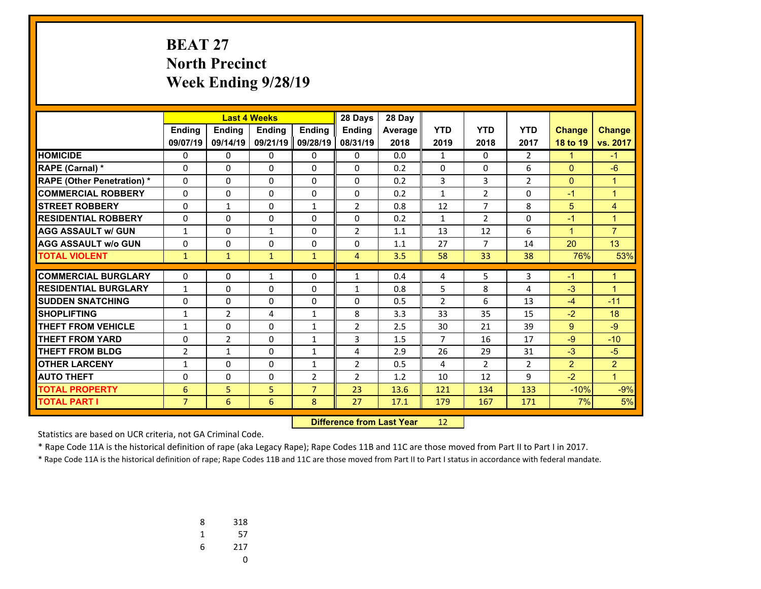# BEAT 27
# North Precinct
# Week Ending 9/28/19

| | Last 4 Weeks | | | | 28 Days | 28 Day | | | | | |
|---|---|---|---|---|---|---|---|---|---|---|---|
| | Ending 09/07/19 | Ending 09/14/19 | Ending 09/21/19 | Ending 09/28/19 | Ending 08/31/19 | Average 2018 | YTD 2019 | YTD 2018 | YTD 2017 | Change 18 to 19 | Change vs. 2017 |
| HOMICIDE | 0 | 0 | 0 | 0 | 0 | 0.0 | 1 | 0 | 2 | 1 | -1 |
| RAPE (Carnal) * | 0 | 0 | 0 | 0 | 0 | 0.2 | 0 | 0 | 6 | 0 | -6 |
| RAPE (Other Penetration) * | 0 | 0 | 0 | 0 | 0 | 0.2 | 3 | 3 | 2 | 0 | 1 |
| COMMERCIAL ROBBERY | 0 | 0 | 0 | 0 | 0 | 0.2 | 1 | 2 | 0 | -1 | 1 |
| STREET ROBBERY | 0 | 1 | 0 | 1 | 2 | 0.8 | 12 | 7 | 8 | 5 | 4 |
| RESIDENTIAL ROBBERY | 0 | 0 | 0 | 0 | 0 | 0.2 | 1 | 2 | 0 | -1 | 1 |
| AGG ASSAULT w/ GUN | 1 | 0 | 1 | 0 | 2 | 1.1 | 13 | 12 | 6 | 1 | 7 |
| AGG ASSAULT w/o GUN | 0 | 0 | 0 | 0 | 0 | 1.1 | 27 | 7 | 14 | 20 | 13 |
| TOTAL VIOLENT | 1 | 1 | 1 | 1 | 4 | 3.5 | 58 | 33 | 38 | 76% | 53% |
| COMMERCIAL BURGLARY | 0 | 0 | 1 | 0 | 1 | 0.4 | 4 | 5 | 3 | -1 | 1 |
| RESIDENTIAL BURGLARY | 1 | 0 | 0 | 0 | 1 | 0.8 | 5 | 8 | 4 | -3 | 1 |
| SUDDEN SNATCHING | 0 | 0 | 0 | 0 | 0 | 0.5 | 2 | 6 | 13 | -4 | -11 |
| SHOPLIFTING | 1 | 2 | 4 | 1 | 8 | 3.3 | 33 | 35 | 15 | -2 | 18 |
| THEFT FROM VEHICLE | 1 | 0 | 0 | 1 | 2 | 2.5 | 30 | 21 | 39 | 9 | -9 |
| THEFT FROM YARD | 0 | 2 | 0 | 1 | 3 | 1.5 | 7 | 16 | 17 | -9 | -10 |
| THEFT FROM BLDG | 2 | 1 | 0 | 1 | 4 | 2.9 | 26 | 29 | 31 | -3 | -5 |
| OTHER LARCENY | 1 | 0 | 0 | 1 | 2 | 0.5 | 4 | 2 | 2 | 2 | 2 |
| AUTO THEFT | 0 | 0 | 0 | 2 | 2 | 1.2 | 10 | 12 | 9 | -2 | 1 |
| TOTAL PROPERTY | 6 | 5 | 5 | 7 | 23 | 13.6 | 121 | 134 | 133 | -10% | -9% |
| TOTAL PART I | 7 | 6 | 6 | 8 | 27 | 17.1 | 179 | 167 | 171 | 7% | 5% |

**Difference from Last Year** 12

Statistics are based on UCR criteria, not GA Criminal Code.

* Rape Code 11A is the historical definition of rape (aka Legacy Rape); Rape Codes 11B and 11C are those moved from Part II to Part I in 2017.

* Rape Code 11A is the historical definition of rape; Rape Codes 11B and 11C are those moved from Part II to Part I status in accordance with federal mandate.

| | |
|---|---|
| 8 | 318 |
| 1 | 57 |
| 6 | 217 |
| | 0 |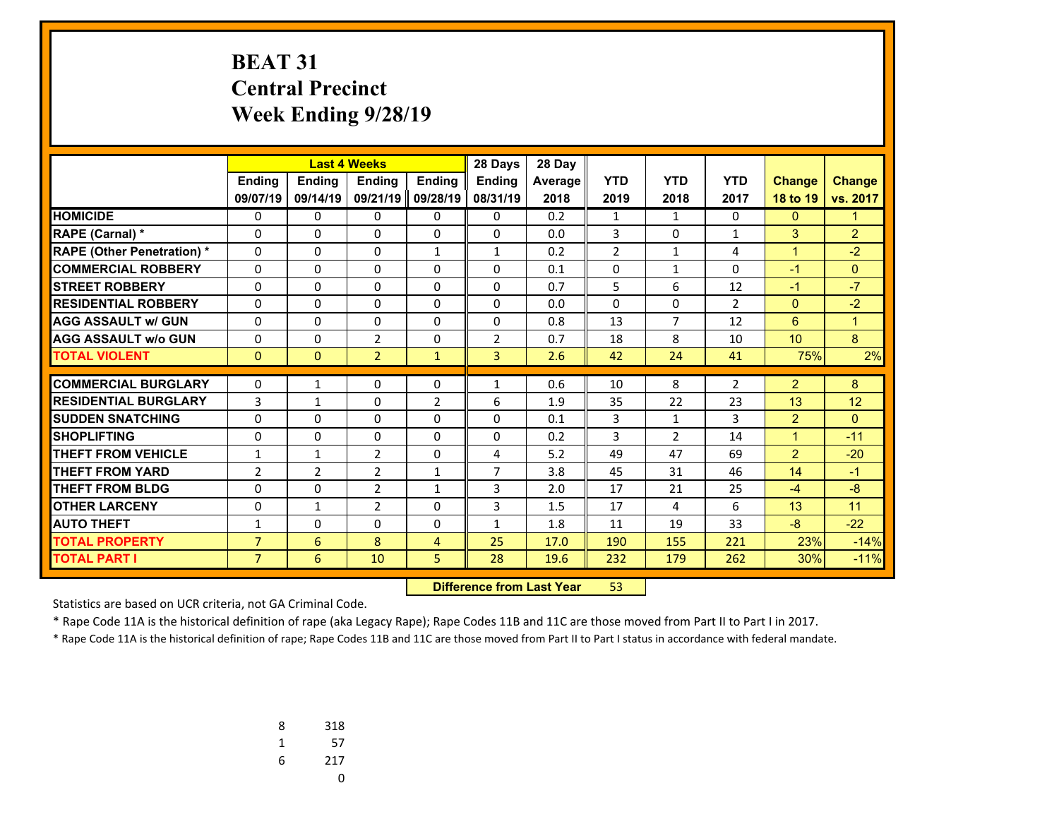# BEAT 31
## Central Precinct
## Week Ending 9/28/19

| | Last 4 Weeks | | | | 28 Days | 28 Day | | | | | |
|---|---|---|---|---|---|---|---|---|---|---|---|
| | Ending 09/07/19 | Ending 09/14/19 | Ending 09/21/19 | Ending 09/28/19 | Ending 08/31/19 | Average 2018 | YTD 2019 | YTD 2018 | YTD 2017 | Change 18 to 19 | Change vs. 2017 |
| **HOMICIDE** | 0 | 0 | 0 | 0 | 0 | 0.2 | 1 | 1 | 0 | 0 | 1 |
| **RAPE (Carnal) *** | 0 | 0 | 0 | 0 | 0 | 0.0 | 3 | 0 | 1 | 3 | 2 |
| **RAPE (Other Penetration) *** | 0 | 0 | 0 | 1 | 1 | 0.2 | 2 | 1 | 4 | 1 | -2 |
| **COMMERCIAL ROBBERY** | 0 | 0 | 0 | 0 | 0 | 0.1 | 0 | 1 | 0 | -1 | 0 |
| **STREET ROBBERY** | 0 | 0 | 0 | 0 | 0 | 0.7 | 5 | 6 | 12 | -1 | -7 |
| **RESIDENTIAL ROBBERY** | 0 | 0 | 0 | 0 | 0 | 0.0 | 0 | 0 | 2 | 0 | -2 |
| **AGG ASSAULT w/ GUN** | 0 | 0 | 0 | 0 | 0 | 0.8 | 13 | 7 | 12 | 6 | 1 |
| **AGG ASSAULT w/o GUN** | 0 | 0 | 2 | 0 | 2 | 0.7 | 18 | 8 | 10 | 10 | 8 |
| **TOTAL VIOLENT** | 0 | 0 | 2 | 1 | 3 | 2.6 | 42 | 24 | 41 | 75% | 2% |
| **COMMERCIAL BURGLARY** | 0 | 1 | 0 | 0 | 1 | 0.6 | 10 | 8 | 2 | 2 | 8 |
| **RESIDENTIAL BURGLARY** | 3 | 1 | 0 | 2 | 6 | 1.9 | 35 | 22 | 23 | 13 | 12 |
| **SUDDEN SNATCHING** | 0 | 0 | 0 | 0 | 0 | 0.1 | 3 | 1 | 3 | 2 | 0 |
| **SHOPLIFTING** | 0 | 0 | 0 | 0 | 0 | 0.2 | 3 | 2 | 14 | 1 | -11 |
| **THEFT FROM VEHICLE** | 1 | 1 | 2 | 0 | 4 | 5.2 | 49 | 47 | 69 | 2 | -20 |
| **THEFT FROM YARD** | 2 | 2 | 2 | 1 | 7 | 3.8 | 45 | 31 | 46 | 14 | -1 |
| **THEFT FROM BLDG** | 0 | 0 | 2 | 1 | 3 | 2.0 | 17 | 21 | 25 | -4 | -8 |
| **OTHER LARCENY** | 0 | 1 | 2 | 0 | 3 | 1.5 | 17 | 4 | 6 | 13 | 11 |
| **AUTO THEFT** | 1 | 0 | 0 | 0 | 1 | 1.8 | 11 | 19 | 33 | -8 | -22 |
| **TOTAL PROPERTY** | 7 | 6 | 8 | 4 | 25 | 17.0 | 190 | 155 | 221 | 23% | -14% |
| **TOTAL PART I** | 7 | 6 | 10 | 5 | 28 | 19.6 | 232 | 179 | 262 | 30% | -11% |

**Difference from Last Year** 53

Statistics are based on UCR criteria, not GA Criminal Code.

* Rape Code 11A is the historical definition of rape (aka Legacy Rape); Rape Codes 11B and 11C are those moved from Part II to Part I in 2017.

* Rape Code 11A is the historical definition of rape; Rape Codes 11B and 11C are those moved from Part II to Part I status in accordance with federal mandate.

| | |
|---|---|
| 8 | 318 |
| 1 | 57 |
| 6 | 217 |
| | 0 |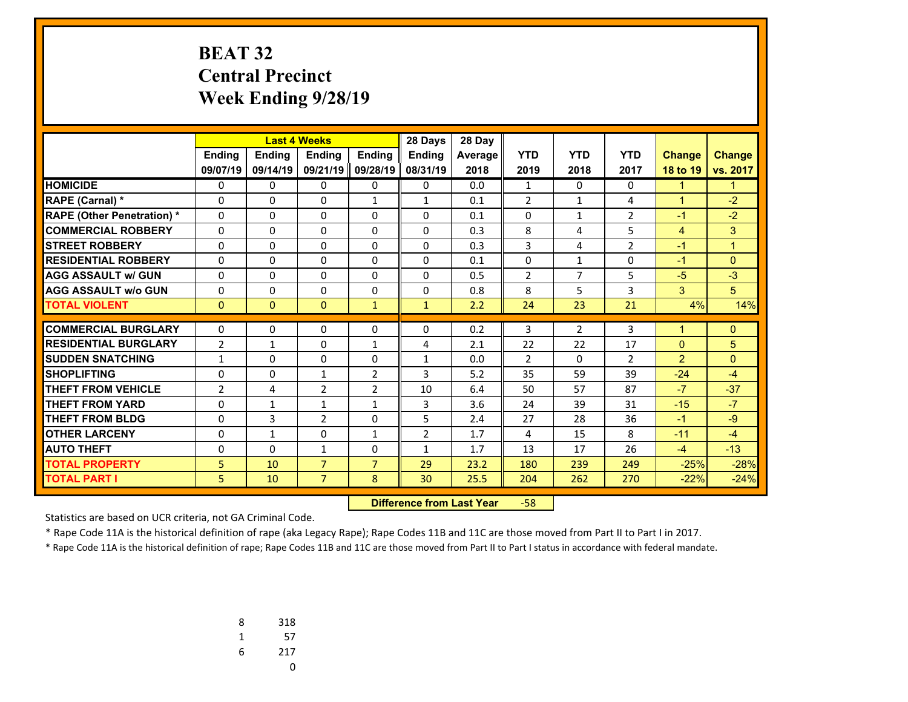# BEAT 32
## Central Precinct
## Week Ending 9/28/19

| | Last 4 Weeks | | | | 28 Days | 28 Day | | | | | |
|---|---|---|---|---|---|---|---|---|---|---|---|
| | Ending 09/07/19 | Ending 09/14/19 | Ending 09/21/19 | Ending 09/28/19 | Ending 08/31/19 | Average 2018 | YTD 2019 | YTD 2018 | YTD 2017 | Change 18 to 19 | Change vs. 2017 |
| **HOMICIDE** | 0 | 0 | 0 | 0 | 0 | 0.0 | 1 | 0 | 0 | 1 | 1 |
| **RAPE (Carnal) *** | 0 | 0 | 0 | 1 | 1 | 0.1 | 2 | 1 | 4 | 1 | -2 |
| **RAPE (Other Penetration) *** | 0 | 0 | 0 | 0 | 0 | 0.1 | 0 | 1 | 2 | -1 | -2 |
| **COMMERCIAL ROBBERY** | 0 | 0 | 0 | 0 | 0 | 0.3 | 8 | 4 | 5 | 4 | 3 |
| **STREET ROBBERY** | 0 | 0 | 0 | 0 | 0 | 0.3 | 3 | 4 | 2 | -1 | 1 |
| **RESIDENTIAL ROBBERY** | 0 | 0 | 0 | 0 | 0 | 0.1 | 0 | 1 | 0 | -1 | 0 |
| **AGG ASSAULT w/ GUN** | 0 | 0 | 0 | 0 | 0 | 0.5 | 2 | 7 | 5 | -5 | -3 |
| **AGG ASSAULT w/o GUN** | 0 | 0 | 0 | 0 | 0 | 0.8 | 8 | 5 | 3 | 3 | 5 |
| **TOTAL VIOLENT** | 0 | 0 | 0 | 1 | 1 | 2.2 | 24 | 23 | 21 | 4% | 14% |
| **COMMERCIAL BURGLARY** | 0 | 0 | 0 | 0 | 0 | 0.2 | 3 | 2 | 3 | 1 | 0 |
| **RESIDENTIAL BURGLARY** | 2 | 1 | 0 | 1 | 4 | 2.1 | 22 | 22 | 17 | 0 | 5 |
| **SUDDEN SNATCHING** | 1 | 0 | 0 | 0 | 1 | 0.0 | 2 | 0 | 2 | 2 | 0 |
| **SHOPLIFTING** | 0 | 0 | 1 | 2 | 3 | 5.2 | 35 | 59 | 39 | -24 | -4 |
| **THEFT FROM VEHICLE** | 2 | 4 | 2 | 2 | 10 | 6.4 | 50 | 57 | 87 | -7 | -37 |
| **THEFT FROM YARD** | 0 | 1 | 1 | 1 | 3 | 3.6 | 24 | 39 | 31 | -15 | -7 |
| **THEFT FROM BLDG** | 0 | 3 | 2 | 0 | 5 | 2.4 | 27 | 28 | 36 | -1 | -9 |
| **OTHER LARCENY** | 0 | 1 | 0 | 1 | 2 | 1.7 | 4 | 15 | 8 | -11 | -4 |
| **AUTO THEFT** | 0 | 0 | 1 | 0 | 1 | 1.7 | 13 | 17 | 26 | -4 | -13 |
| **TOTAL PROPERTY** | 5 | 10 | 7 | 7 | 29 | 23.2 | 180 | 239 | 249 | -25% | -28% |
| **TOTAL PART I** | 5 | 10 | 7 | 8 | 30 | 25.5 | 204 | 262 | 270 | -22% | -24% |

**Difference from Last Year** -58

Statistics are based on UCR criteria, not GA Criminal Code.

* Rape Code 11A is the historical definition of rape (aka Legacy Rape); Rape Codes 11B and 11C are those moved from Part II to Part I in 2017.

* Rape Code 11A is the historical definition of rape; Rape Codes 11B and 11C are those moved from Part II to Part I status in accordance with federal mandate.

| | |
|---|---|
| 8 | 318 |
| 1 | 57 |
| 6 | 217 |
| | 0 |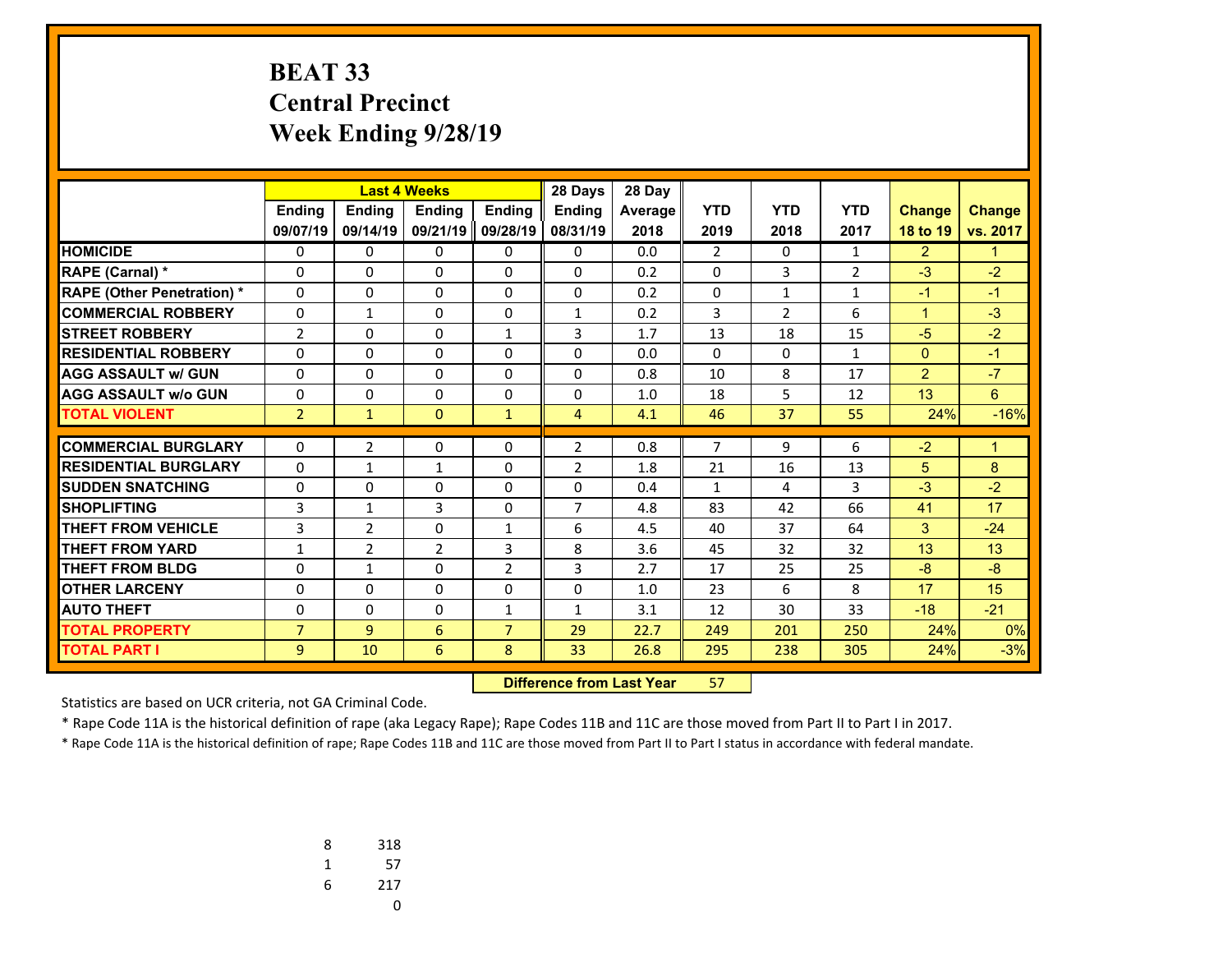# BEAT 33
## Central Precinct
## Week Ending 9/28/19

| | Last 4 Weeks | | | | 28 Days | 28 Day | | | | | |
|---|---|---|---|---|---|---|---|---|---|---|---|
| | Ending 09/07/19 | Ending 09/14/19 | Ending 09/21/19 | Ending 09/28/19 | Ending 08/31/19 | Average 2018 | YTD 2019 | YTD 2018 | YTD 2017 | Change 18 to 19 | Change vs. 2017 |
| **HOMICIDE** | 0 | 0 | 0 | 0 | 0 | 0.0 | 2 | 0 | 1 | 2 | 1 |
| **RAPE (Carnal) *** | 0 | 0 | 0 | 0 | 0 | 0.2 | 0 | 3 | 2 | -3 | -2 |
| **RAPE (Other Penetration) *** | 0 | 0 | 0 | 0 | 0 | 0.2 | 0 | 1 | 1 | -1 | -1 |
| **COMMERCIAL ROBBERY** | 0 | 1 | 0 | 0 | 1 | 0.2 | 3 | 2 | 6 | 1 | -3 |
| **STREET ROBBERY** | 2 | 0 | 0 | 1 | 3 | 1.7 | 13 | 18 | 15 | -5 | -2 |
| **RESIDENTIAL ROBBERY** | 0 | 0 | 0 | 0 | 0 | 0.0 | 0 | 0 | 1 | 0 | -1 |
| **AGG ASSAULT w/ GUN** | 0 | 0 | 0 | 0 | 0 | 0.8 | 10 | 8 | 17 | 2 | -7 |
| **AGG ASSAULT w/o GUN** | 0 | 0 | 0 | 0 | 0 | 1.0 | 18 | 5 | 12 | 13 | 6 |
| **TOTAL VIOLENT** | 2 | 1 | 0 | 1 | 4 | 4.1 | 46 | 37 | 55 | 24% | -16% |
| **COMMERCIAL BURGLARY** | 0 | 2 | 0 | 0 | 2 | 0.8 | 7 | 9 | 6 | -2 | 1 |
| **RESIDENTIAL BURGLARY** | 0 | 1 | 1 | 0 | 2 | 1.8 | 21 | 16 | 13 | 5 | 8 |
| **SUDDEN SNATCHING** | 0 | 0 | 0 | 0 | 0 | 0.4 | 1 | 4 | 3 | -3 | -2 |
| **SHOPLIFTING** | 3 | 1 | 3 | 0 | 7 | 4.8 | 83 | 42 | 66 | 41 | 17 |
| **THEFT FROM VEHICLE** | 3 | 2 | 0 | 1 | 6 | 4.5 | 40 | 37 | 64 | 3 | -24 |
| **THEFT FROM YARD** | 1 | 2 | 2 | 3 | 8 | 3.6 | 45 | 32 | 32 | 13 | 13 |
| **THEFT FROM BLDG** | 0 | 1 | 0 | 2 | 3 | 2.7 | 17 | 25 | 25 | -8 | -8 |
| **OTHER LARCENY** | 0 | 0 | 0 | 0 | 0 | 1.0 | 23 | 6 | 8 | 17 | 15 |
| **AUTO THEFT** | 0 | 0 | 0 | 1 | 1 | 3.1 | 12 | 30 | 33 | -18 | -21 |
| **TOTAL PROPERTY** | 7 | 9 | 6 | 7 | 29 | 22.7 | 249 | 201 | 250 | 24% | 0% |
| **TOTAL PART I** | 9 | 10 | 6 | 8 | 33 | 26.8 | 295 | 238 | 305 | 24% | -3% |

**Difference from Last Year** 57

Statistics are based on UCR criteria, not GA Criminal Code.

\* Rape Code 11A is the historical definition of rape (aka Legacy Rape); Rape Codes 11B and 11C are those moved from Part II to Part I in 2017.

\* Rape Code 11A is the historical definition of rape; Rape Codes 11B and 11C are those moved from Part II to Part I status in accordance with federal mandate.

| | |
|---|---|
| 8 | 318 |
| 1 | 57 |
| 6 | 217 |
| | 0 |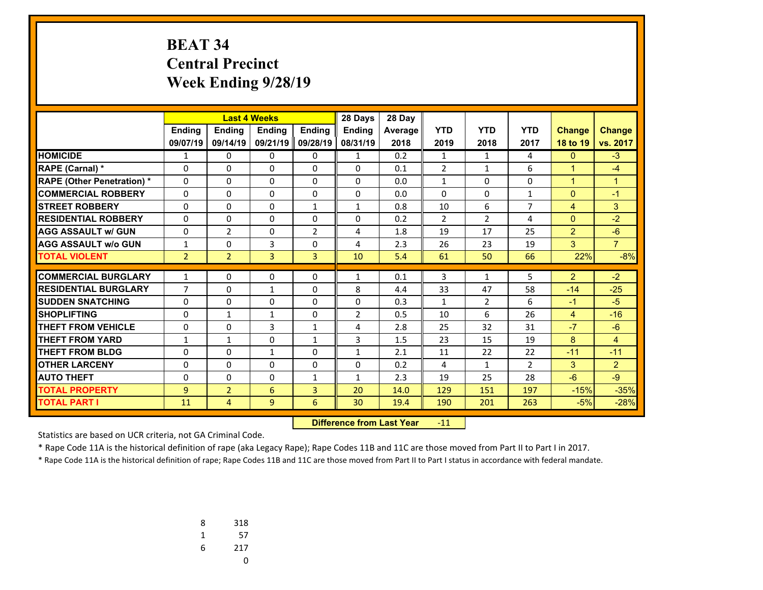# BEAT 34
## Central Precinct
## Week Ending 9/28/19

| | Last 4 Weeks | | | | 28 Days | 28 Day | | | | | |
|---|---|---|---|---|---|---|---|---|---|---|---|
| | Ending 09/07/19 | Ending 09/14/19 | Ending 09/21/19 | Ending 09/28/19 | Ending 08/31/19 | Average 2018 | YTD 2019 | YTD 2018 | YTD 2017 | Change 18 to 19 | Change vs. 2017 |
| HOMICIDE | 1 | 0 | 0 | 0 | 1 | 0.2 | 1 | 1 | 4 | 0 | -3 |
| RAPE (Carnal) * | 0 | 0 | 0 | 0 | 0 | 0.1 | 2 | 1 | 6 | 1 | -4 |
| RAPE (Other Penetration) * | 0 | 0 | 0 | 0 | 0 | 0.0 | 1 | 0 | 0 | 1 | 1 |
| COMMERCIAL ROBBERY | 0 | 0 | 0 | 0 | 0 | 0.0 | 0 | 0 | 1 | 0 | -1 |
| STREET ROBBERY | 0 | 0 | 0 | 1 | 1 | 0.8 | 10 | 6 | 7 | 4 | 3 |
| RESIDENTIAL ROBBERY | 0 | 0 | 0 | 0 | 0 | 0.2 | 2 | 2 | 4 | 0 | -2 |
| AGG ASSAULT w/ GUN | 0 | 2 | 0 | 2 | 4 | 1.8 | 19 | 17 | 25 | 2 | -6 |
| AGG ASSAULT w/o GUN | 1 | 0 | 3 | 0 | 4 | 2.3 | 26 | 23 | 19 | 3 | 7 |
| TOTAL VIOLENT | 2 | 2 | 3 | 3 | 10 | 5.4 | 61 | 50 | 66 | 22% | -8% |
| COMMERCIAL BURGLARY | 1 | 0 | 0 | 0 | 1 | 0.1 | 3 | 1 | 5 | 2 | -2 |
| RESIDENTIAL BURGLARY | 7 | 0 | 1 | 0 | 8 | 4.4 | 33 | 47 | 58 | -14 | -25 |
| SUDDEN SNATCHING | 0 | 0 | 0 | 0 | 0 | 0.3 | 1 | 2 | 6 | -1 | -5 |
| SHOPLIFTING | 0 | 1 | 1 | 0 | 2 | 0.5 | 10 | 6 | 26 | 4 | -16 |
| THEFT FROM VEHICLE | 0 | 0 | 3 | 1 | 4 | 2.8 | 25 | 32 | 31 | -7 | -6 |
| THEFT FROM YARD | 1 | 1 | 0 | 1 | 3 | 1.5 | 23 | 15 | 19 | 8 | 4 |
| THEFT FROM BLDG | 0 | 0 | 1 | 0 | 1 | 2.1 | 11 | 22 | 22 | -11 | -11 |
| OTHER LARCENY | 0 | 0 | 0 | 0 | 0 | 0.2 | 4 | 1 | 2 | 3 | 2 |
| AUTO THEFT | 0 | 0 | 0 | 1 | 1 | 2.3 | 19 | 25 | 28 | -6 | -9 |
| TOTAL PROPERTY | 9 | 2 | 6 | 3 | 20 | 14.0 | 129 | 151 | 197 | -15% | -35% |
| TOTAL PART I | 11 | 4 | 9 | 6 | 30 | 19.4 | 190 | 201 | 263 | -5% | -28% |

**Difference from Last Year** -11

Statistics are based on UCR criteria, not GA Criminal Code.

* Rape Code 11A is the historical definition of rape (aka Legacy Rape); Rape Codes 11B and 11C are those moved from Part II to Part I in 2017.

* Rape Code 11A is the historical definition of rape; Rape Codes 11B and 11C are those moved from Part II to Part I status in accordance with federal mandate.

| | |
|---|---|
| 8 | 318 |
| 1 | 57 |
| 6 | 217 |
| | 0 |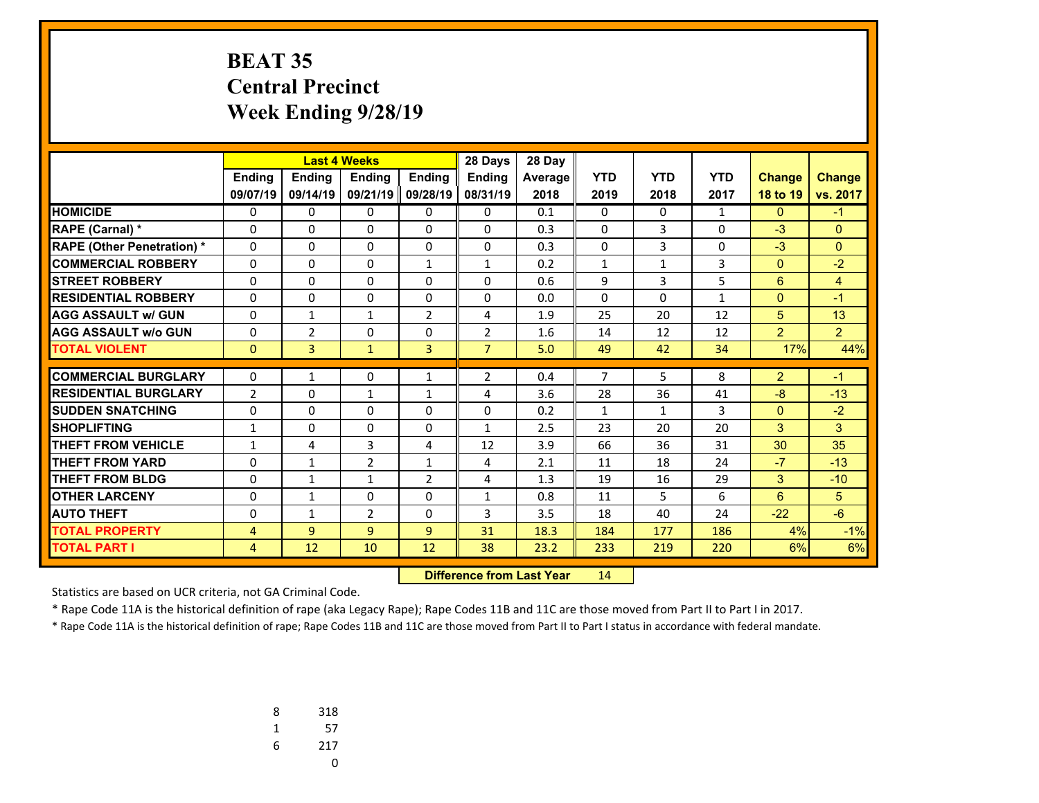# BEAT 35
# Central Precinct
# Week Ending 9/28/19

| | Last 4 Weeks | | | | 28 Days | 28 Day | | | | | |
|---|---|---|---|---|---|---|---|---|---|---|---|
| | Ending 09/07/19 | Ending 09/14/19 | Ending 09/21/19 | Ending 09/28/19 | Ending 08/31/19 | Average 2018 | YTD 2019 | YTD 2018 | YTD 2017 | Change 18 to 19 | Change vs. 2017 |
| **HOMICIDE** | 0 | 0 | 0 | 0 | 0 | 0.1 | 0 | 0 | 1 | 0 | -1 |
| **RAPE (Carnal) *** | 0 | 0 | 0 | 0 | 0 | 0.3 | 0 | 3 | 0 | -3 | 0 |
| **RAPE (Other Penetration) *** | 0 | 0 | 0 | 0 | 0 | 0.3 | 0 | 3 | 0 | -3 | 0 |
| **COMMERCIAL ROBBERY** | 0 | 0 | 0 | 1 | 1 | 0.2 | 1 | 1 | 3 | 0 | -2 |
| **STREET ROBBERY** | 0 | 0 | 0 | 0 | 0 | 0.6 | 9 | 3 | 5 | 6 | 4 |
| **RESIDENTIAL ROBBERY** | 0 | 0 | 0 | 0 | 0 | 0.0 | 0 | 0 | 1 | 0 | -1 |
| **AGG ASSAULT w/ GUN** | 0 | 1 | 1 | 2 | 4 | 1.9 | 25 | 20 | 12 | 5 | 13 |
| **AGG ASSAULT w/o GUN** | 0 | 2 | 0 | 0 | 2 | 1.6 | 14 | 12 | 12 | 2 | 2 |
| **TOTAL VIOLENT** | 0 | 3 | 1 | 3 | 7 | 5.0 | 49 | 42 | 34 | 17% | 44% |
| **COMMERCIAL BURGLARY** | 0 | 1 | 0 | 1 | 2 | 0.4 | 7 | 5 | 8 | 2 | -1 |
| **RESIDENTIAL BURGLARY** | 2 | 0 | 1 | 1 | 4 | 3.6 | 28 | 36 | 41 | -8 | -13 |
| **SUDDEN SNATCHING** | 0 | 0 | 0 | 0 | 0 | 0.2 | 1 | 1 | 3 | 0 | -2 |
| **SHOPLIFTING** | 1 | 0 | 0 | 0 | 1 | 2.5 | 23 | 20 | 20 | 3 | 3 |
| **THEFT FROM VEHICLE** | 1 | 4 | 3 | 4 | 12 | 3.9 | 66 | 36 | 31 | 30 | 35 |
| **THEFT FROM YARD** | 0 | 1 | 2 | 1 | 4 | 2.1 | 11 | 18 | 24 | -7 | -13 |
| **THEFT FROM BLDG** | 0 | 1 | 1 | 2 | 4 | 1.3 | 19 | 16 | 29 | 3 | -10 |
| **OTHER LARCENY** | 0 | 1 | 0 | 0 | 1 | 0.8 | 11 | 5 | 6 | 6 | 5 |
| **AUTO THEFT** | 0 | 1 | 2 | 0 | 3 | 3.5 | 18 | 40 | 24 | -22 | -6 |
| **TOTAL PROPERTY** | 4 | 9 | 9 | 9 | 31 | 18.3 | 184 | 177 | 186 | 4% | -1% |
| **TOTAL PART I** | 4 | 12 | 10 | 12 | 38 | 23.2 | 233 | 219 | 220 | 6% | 6% |

**Difference from Last Year** 14

Statistics are based on UCR criteria, not GA Criminal Code.

* Rape Code 11A is the historical definition of rape (aka Legacy Rape); Rape Codes 11B and 11C are those moved from Part II to Part I in 2017.

* Rape Code 11A is the historical definition of rape; Rape Codes 11B and 11C are those moved from Part II to Part I status in accordance with federal mandate.

| | |
|---|---|
| 8 | 318 |
| 1 | 57 |
| 6 | 217 |
| | 0 |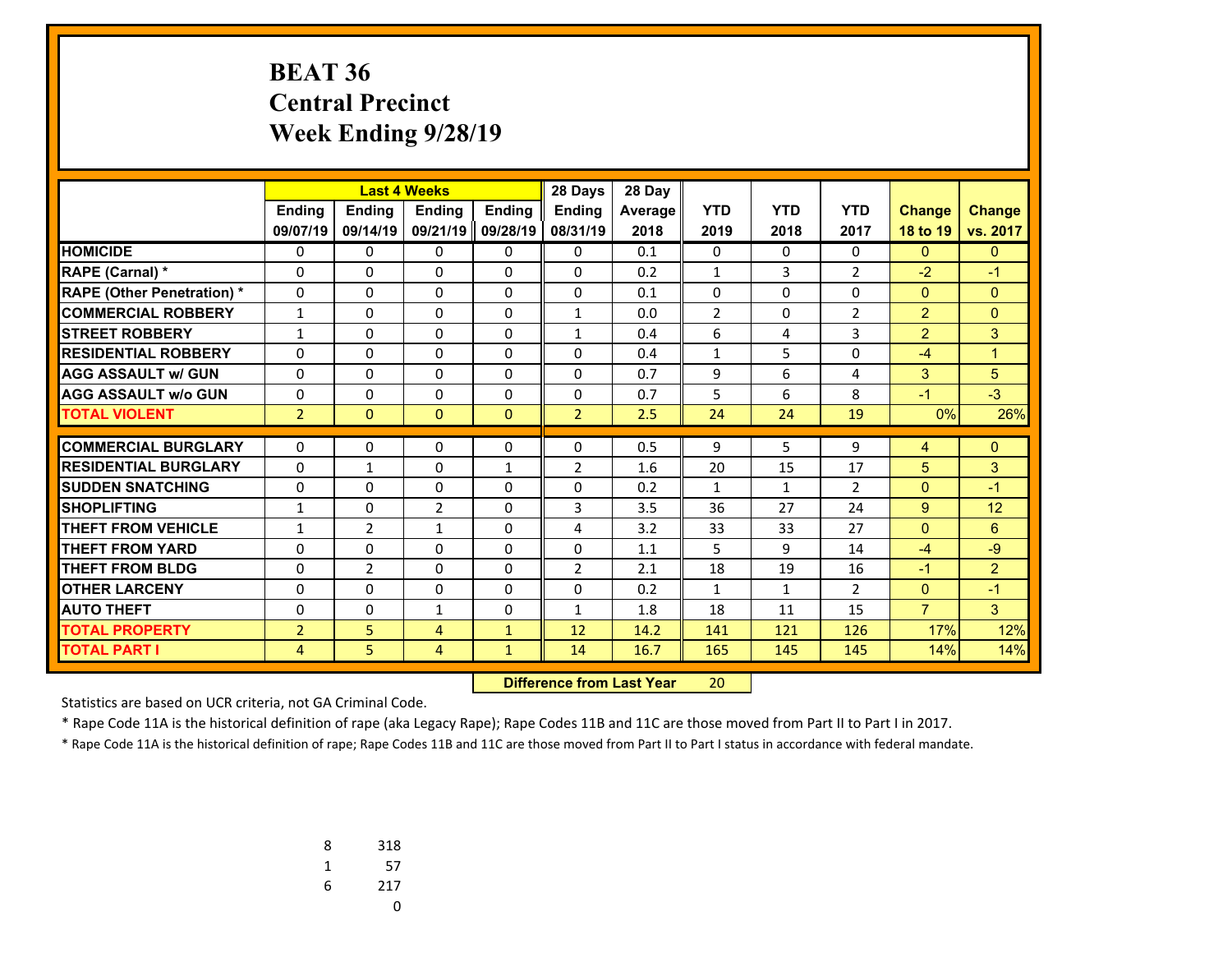# BEAT 36
## Central Precinct
## Week Ending 9/28/19

| | Last 4 Weeks | | | | 28 Days | 28 Day | | | | | |
|---|---|---|---|---|---|---|---|---|---|---|---|
| | Ending 09/07/19 | Ending 09/14/19 | Ending 09/21/19 | Ending 09/28/19 | Ending 08/31/19 | Average 2018 | YTD 2019 | YTD 2018 | YTD 2017 | Change 18 to 19 | Change vs. 2017 |
| HOMICIDE | 0 | 0 | 0 | 0 | 0 | 0.1 | 0 | 0 | 0 | 0 | 0 |
| RAPE (Carnal) * | 0 | 0 | 0 | 0 | 0 | 0.2 | 1 | 3 | 2 | -2 | -1 |
| RAPE (Other Penetration) * | 0 | 0 | 0 | 0 | 0 | 0.1 | 0 | 0 | 0 | 0 | 0 |
| COMMERCIAL ROBBERY | 1 | 0 | 0 | 0 | 1 | 0.0 | 2 | 0 | 2 | 2 | 0 |
| STREET ROBBERY | 1 | 0 | 0 | 0 | 1 | 0.4 | 6 | 4 | 3 | 2 | 3 |
| RESIDENTIAL ROBBERY | 0 | 0 | 0 | 0 | 0 | 0.4 | 1 | 5 | 0 | -4 | 1 |
| AGG ASSAULT w/ GUN | 0 | 0 | 0 | 0 | 0 | 0.7 | 9 | 6 | 4 | 3 | 5 |
| AGG ASSAULT w/o GUN | 0 | 0 | 0 | 0 | 0 | 0.7 | 5 | 6 | 8 | -1 | -3 |
| TOTAL VIOLENT | 2 | 0 | 0 | 0 | 2 | 2.5 | 24 | 24 | 19 | 0% | 26% |
| COMMERCIAL BURGLARY | 0 | 0 | 0 | 0 | 0 | 0.5 | 9 | 5 | 9 | 4 | 0 |
| RESIDENTIAL BURGLARY | 0 | 1 | 0 | 1 | 2 | 1.6 | 20 | 15 | 17 | 5 | 3 |
| SUDDEN SNATCHING | 0 | 0 | 0 | 0 | 0 | 0.2 | 1 | 1 | 2 | 0 | -1 |
| SHOPLIFTING | 1 | 0 | 2 | 0 | 3 | 3.5 | 36 | 27 | 24 | 9 | 12 |
| THEFT FROM VEHICLE | 1 | 2 | 1 | 0 | 4 | 3.2 | 33 | 33 | 27 | 0 | 6 |
| THEFT FROM YARD | 0 | 0 | 0 | 0 | 0 | 1.1 | 5 | 9 | 14 | -4 | -9 |
| THEFT FROM BLDG | 0 | 2 | 0 | 0 | 2 | 2.1 | 18 | 19 | 16 | -1 | 2 |
| OTHER LARCENY | 0 | 0 | 0 | 0 | 0 | 0.2 | 1 | 1 | 2 | 0 | -1 |
| AUTO THEFT | 0 | 0 | 1 | 0 | 1 | 1.8 | 18 | 11 | 15 | 7 | 3 |
| TOTAL PROPERTY | 2 | 5 | 4 | 1 | 12 | 14.2 | 141 | 121 | 126 | 17% | 12% |
| TOTAL PART I | 4 | 5 | 4 | 1 | 14 | 16.7 | 165 | 145 | 145 | 14% | 14% |

**Difference from Last Year** 20

Statistics are based on UCR criteria, not GA Criminal Code.

* Rape Code 11A is the historical definition of rape (aka Legacy Rape); Rape Codes 11B and 11C are those moved from Part II to Part I in 2017.

* Rape Code 11A is the historical definition of rape; Rape Codes 11B and 11C are those moved from Part II to Part I status in accordance with federal mandate.

| | |
|---|---|
| 8 | 318 |
| 1 | 57 |
| 6 | 217 |
| | 0 |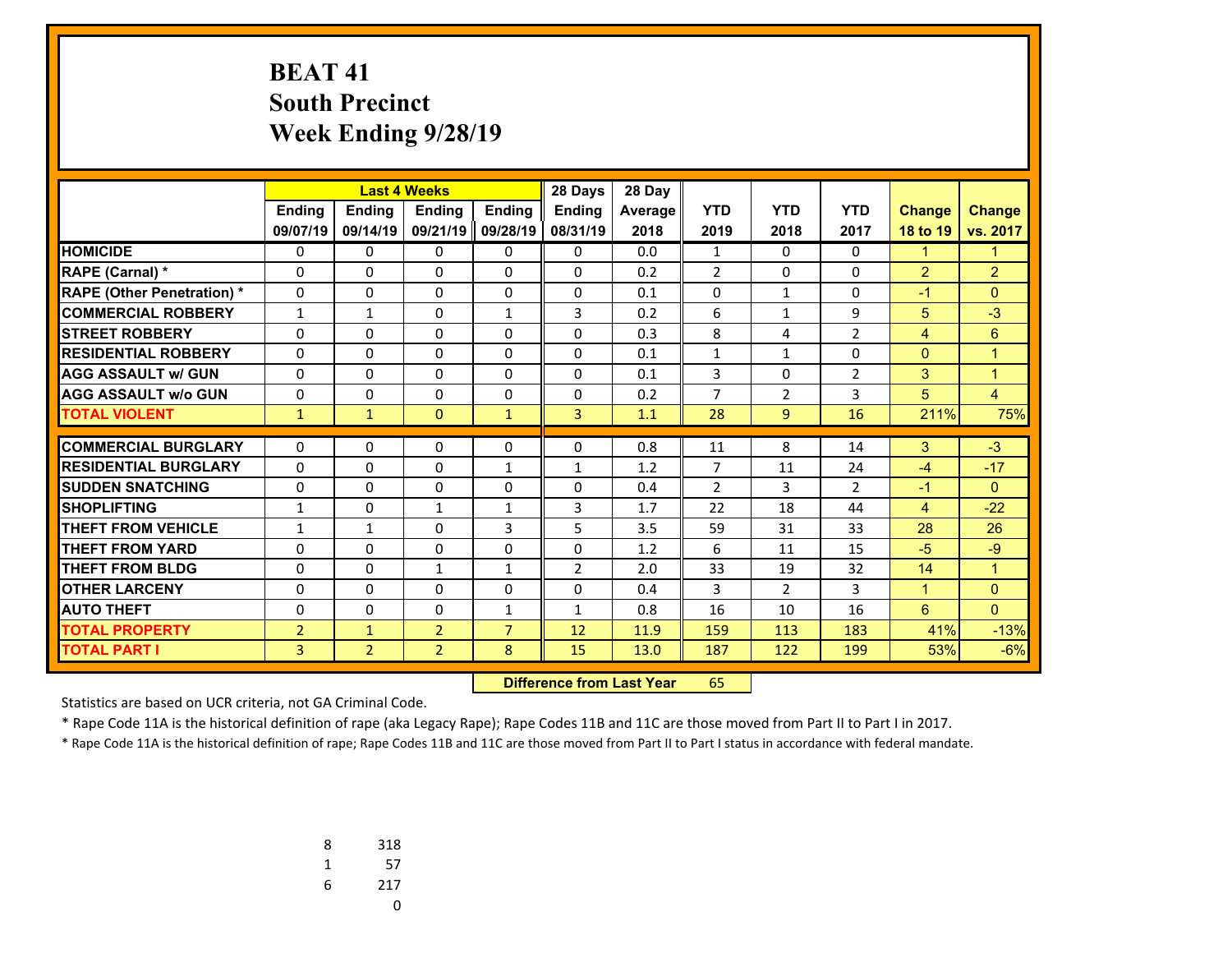# BEAT 41
## South Precinct
## Week Ending 9/28/19

| | Last 4 Weeks | | | | 28 Days | 28 Day | | | | | |
|---|---|---|---|---|---|---|---|---|---|---|---|
| | Ending 09/07/19 | Ending 09/14/19 | Ending 09/21/19 | Ending 09/28/19 | Ending 08/31/19 | Average 2018 | YTD 2019 | YTD 2018 | YTD 2017 | Change 18 to 19 | Change vs. 2017 |
| HOMICIDE | 0 | 0 | 0 | 0 | 0 | 0.0 | 1 | 0 | 0 | 1 | 1 |
| RAPE (Carnal) * | 0 | 0 | 0 | 0 | 0 | 0.2 | 2 | 0 | 0 | 2 | 2 |
| RAPE (Other Penetration) * | 0 | 0 | 0 | 0 | 0 | 0.1 | 0 | 1 | 0 | -1 | 0 |
| COMMERCIAL ROBBERY | 1 | 1 | 0 | 1 | 3 | 0.2 | 6 | 1 | 9 | 5 | -3 |
| STREET ROBBERY | 0 | 0 | 0 | 0 | 0 | 0.3 | 8 | 4 | 2 | 4 | 6 |
| RESIDENTIAL ROBBERY | 0 | 0 | 0 | 0 | 0 | 0.1 | 1 | 1 | 0 | 0 | 1 |
| AGG ASSAULT w/ GUN | 0 | 0 | 0 | 0 | 0 | 0.1 | 3 | 0 | 2 | 3 | 1 |
| AGG ASSAULT w/o GUN | 0 | 0 | 0 | 0 | 0 | 0.2 | 7 | 2 | 3 | 5 | 4 |
| TOTAL VIOLENT | 1 | 1 | 0 | 1 | 3 | 1.1 | 28 | 9 | 16 | 211% | 75% |
| COMMERCIAL BURGLARY | 0 | 0 | 0 | 0 | 0 | 0.8 | 11 | 8 | 14 | 3 | -3 |
| RESIDENTIAL BURGLARY | 0 | 0 | 0 | 1 | 1 | 1.2 | 7 | 11 | 24 | -4 | -17 |
| SUDDEN SNATCHING | 0 | 0 | 0 | 0 | 0 | 0.4 | 2 | 3 | 2 | -1 | 0 |
| SHOPLIFTING | 1 | 0 | 1 | 1 | 3 | 1.7 | 22 | 18 | 44 | 4 | -22 |
| THEFT FROM VEHICLE | 1 | 1 | 0 | 3 | 5 | 3.5 | 59 | 31 | 33 | 28 | 26 |
| THEFT FROM YARD | 0 | 0 | 0 | 0 | 0 | 1.2 | 6 | 11 | 15 | -5 | -9 |
| THEFT FROM BLDG | 0 | 0 | 1 | 1 | 2 | 2.0 | 33 | 19 | 32 | 14 | 1 |
| OTHER LARCENY | 0 | 0 | 0 | 0 | 0 | 0.4 | 3 | 2 | 3 | 1 | 0 |
| AUTO THEFT | 0 | 0 | 0 | 1 | 1 | 0.8 | 16 | 10 | 16 | 6 | 0 |
| TOTAL PROPERTY | 2 | 1 | 2 | 7 | 12 | 11.9 | 159 | 113 | 183 | 41% | -13% |
| TOTAL PART I | 3 | 2 | 2 | 8 | 15 | 13.0 | 187 | 122 | 199 | 53% | -6% |

**Difference from Last Year** 65

Statistics are based on UCR criteria, not GA Criminal Code.

* Rape Code 11A is the historical definition of rape (aka Legacy Rape); Rape Codes 11B and 11C are those moved from Part II to Part I in 2017.

* Rape Code 11A is the historical definition of rape; Rape Codes 11B and 11C are those moved from Part II to Part I status in accordance with federal mandate.

| | |
|---|---|
| 8 | 318 |
| 1 | 57 |
| 6 | 217 |
| | 0 |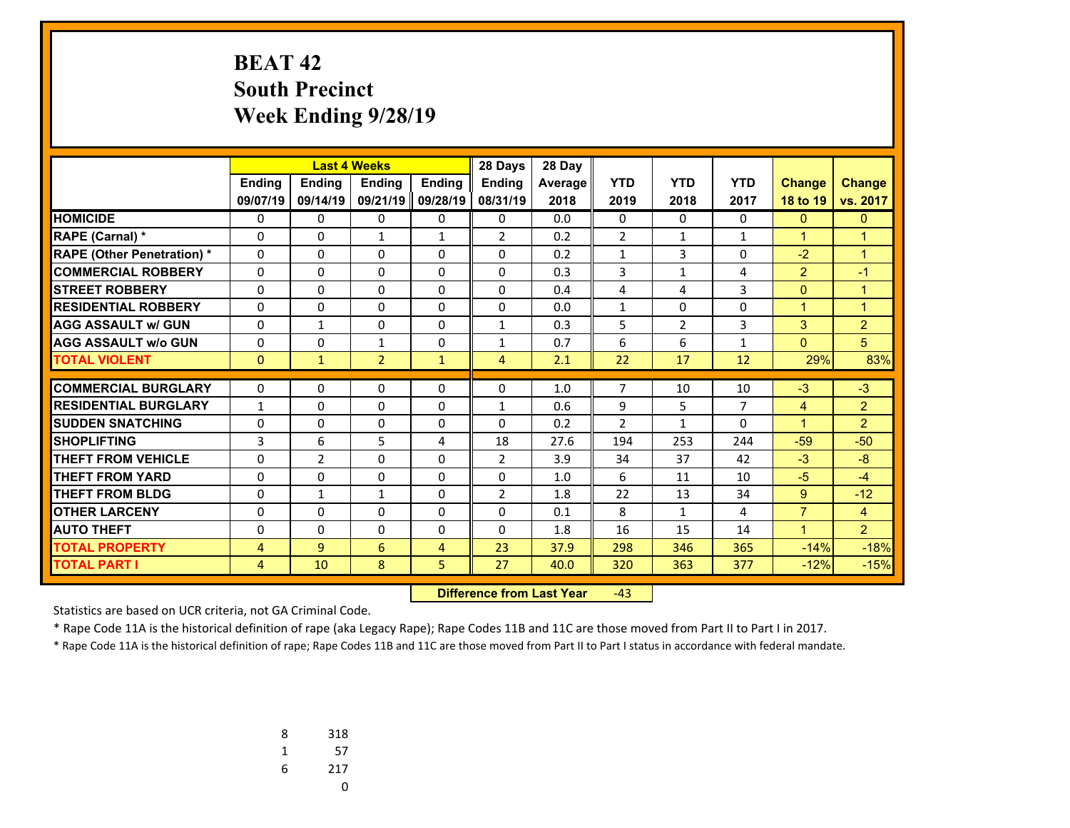# BEAT 42
## South Precinct
## Week Ending 9/28/19

| | Last 4 Weeks | | | | 28 Days | 28 Day | | | | | |
|---|---|---|---|---|---|---|---|---|---|---|---|
| | Ending 09/07/19 | Ending 09/14/19 | Ending 09/21/19 | Ending 09/28/19 | Ending 08/31/19 | Average 2018 | YTD 2019 | YTD 2018 | YTD 2017 | Change 18 to 19 | Change vs. 2017 |
| HOMICIDE | 0 | 0 | 0 | 0 | 0 | 0.0 | 0 | 0 | 0 | 0 | 0 |
| RAPE (Carnal) * | 0 | 0 | 1 | 1 | 2 | 0.2 | 2 | 1 | 1 | 1 | 1 |
| RAPE (Other Penetration) * | 0 | 0 | 0 | 0 | 0 | 0.2 | 1 | 3 | 0 | -2 | 1 |
| COMMERCIAL ROBBERY | 0 | 0 | 0 | 0 | 0 | 0.3 | 3 | 1 | 4 | 2 | -1 |
| STREET ROBBERY | 0 | 0 | 0 | 0 | 0 | 0.4 | 4 | 4 | 3 | 0 | 1 |
| RESIDENTIAL ROBBERY | 0 | 0 | 0 | 0 | 0 | 0.0 | 1 | 0 | 0 | 1 | 1 |
| AGG ASSAULT w/ GUN | 0 | 1 | 0 | 0 | 1 | 0.3 | 5 | 2 | 3 | 3 | 2 |
| AGG ASSAULT w/o GUN | 0 | 0 | 1 | 0 | 1 | 0.7 | 6 | 6 | 1 | 0 | 5 |
| TOTAL VIOLENT | 0 | 1 | 2 | 1 | 4 | 2.1 | 22 | 17 | 12 | 29% | 83% |
| COMMERCIAL BURGLARY | 0 | 0 | 0 | 0 | 0 | 1.0 | 7 | 10 | 10 | -3 | -3 |
| RESIDENTIAL BURGLARY | 1 | 0 | 0 | 0 | 1 | 0.6 | 9 | 5 | 7 | 4 | 2 |
| SUDDEN SNATCHING | 0 | 0 | 0 | 0 | 0 | 0.2 | 2 | 1 | 0 | 1 | 2 |
| SHOPLIFTING | 3 | 6 | 5 | 4 | 18 | 27.6 | 194 | 253 | 244 | -59 | -50 |
| THEFT FROM VEHICLE | 0 | 2 | 0 | 0 | 2 | 3.9 | 34 | 37 | 42 | -3 | -8 |
| THEFT FROM YARD | 0 | 0 | 0 | 0 | 0 | 1.0 | 6 | 11 | 10 | -5 | -4 |
| THEFT FROM BLDG | 0 | 1 | 1 | 0 | 2 | 1.8 | 22 | 13 | 34 | 9 | -12 |
| OTHER LARCENY | 0 | 0 | 0 | 0 | 0 | 0.1 | 8 | 1 | 4 | 7 | 4 |
| AUTO THEFT | 0 | 0 | 0 | 0 | 0 | 1.8 | 16 | 15 | 14 | 1 | 2 |
| TOTAL PROPERTY | 4 | 9 | 6 | 4 | 23 | 37.9 | 298 | 346 | 365 | -14% | -18% |
| TOTAL PART I | 4 | 10 | 8 | 5 | 27 | 40.0 | 320 | 363 | 377 | -12% | -15% |

**Difference from Last Year** -43

Statistics are based on UCR criteria, not GA Criminal Code.

* Rape Code 11A is the historical definition of rape (aka Legacy Rape); Rape Codes 11B and 11C are those moved from Part II to Part I in 2017.

* Rape Code 11A is the historical definition of rape; Rape Codes 11B and 11C are those moved from Part II to Part I status in accordance with federal mandate.

| | |
|---|---|
| 8 | 318 |
| 1 | 57 |
| 6 | 217 |
| | 0 |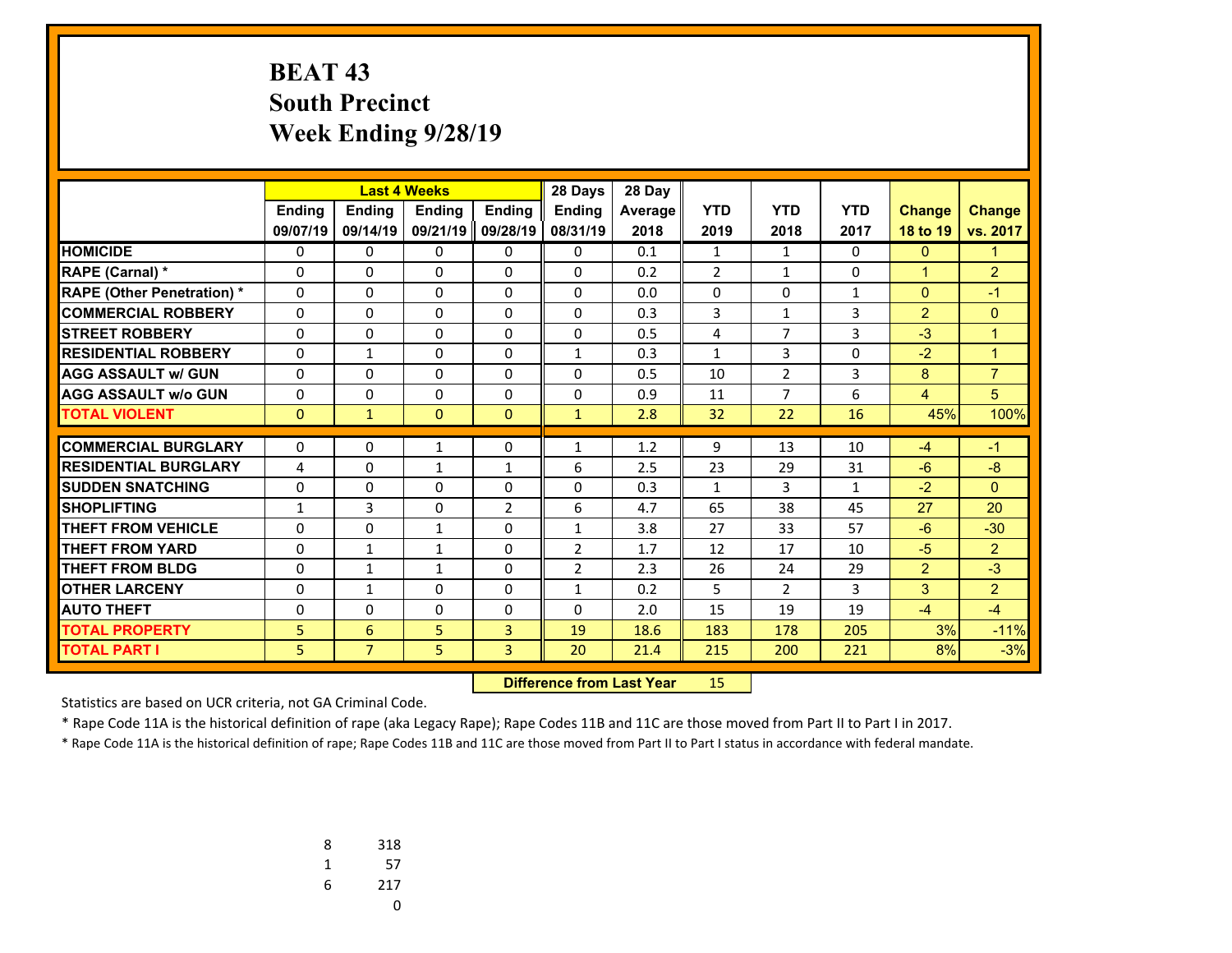# BEAT 43
# South Precinct
# Week Ending 9/28/19

| | Last 4 Weeks | | | | 28 Days | 28 Day | | | | | |
|---|---|---|---|---|---|---|---|---|---|---|---|
| | Ending 09/07/19 | Ending 09/14/19 | Ending 09/21/19 | Ending 09/28/19 | Ending 08/31/19 | Average 2018 | YTD 2019 | YTD 2018 | YTD 2017 | Change 18 to 19 | Change vs. 2017 |
| HOMICIDE | 0 | 0 | 0 | 0 | 0 | 0.1 | 1 | 1 | 0 | 0 | 1 |
| RAPE (Carnal) * | 0 | 0 | 0 | 0 | 0 | 0.2 | 2 | 1 | 0 | 1 | 2 |
| RAPE (Other Penetration) * | 0 | 0 | 0 | 0 | 0 | 0.0 | 0 | 0 | 1 | 0 | -1 |
| COMMERCIAL ROBBERY | 0 | 0 | 0 | 0 | 0 | 0.3 | 3 | 1 | 3 | 2 | 0 |
| STREET ROBBERY | 0 | 0 | 0 | 0 | 0 | 0.5 | 4 | 7 | 3 | -3 | 1 |
| RESIDENTIAL ROBBERY | 0 | 1 | 0 | 0 | 1 | 0.3 | 1 | 3 | 0 | -2 | 1 |
| AGG ASSAULT w/ GUN | 0 | 0 | 0 | 0 | 0 | 0.5 | 10 | 2 | 3 | 8 | 7 |
| AGG ASSAULT w/o GUN | 0 | 0 | 0 | 0 | 0 | 0.9 | 11 | 7 | 6 | 4 | 5 |
| TOTAL VIOLENT | 0 | 1 | 0 | 0 | 1 | 2.8 | 32 | 22 | 16 | 45% | 100% |
| COMMERCIAL BURGLARY | 0 | 0 | 1 | 0 | 1 | 1.2 | 9 | 13 | 10 | -4 | -1 |
| RESIDENTIAL BURGLARY | 4 | 0 | 1 | 1 | 6 | 2.5 | 23 | 29 | 31 | -6 | -8 |
| SUDDEN SNATCHING | 0 | 0 | 0 | 0 | 0 | 0.3 | 1 | 3 | 1 | -2 | 0 |
| SHOPLIFTING | 1 | 3 | 0 | 2 | 6 | 4.7 | 65 | 38 | 45 | 27 | 20 |
| THEFT FROM VEHICLE | 0 | 0 | 1 | 0 | 1 | 3.8 | 27 | 33 | 57 | -6 | -30 |
| THEFT FROM YARD | 0 | 1 | 1 | 0 | 2 | 1.7 | 12 | 17 | 10 | -5 | 2 |
| THEFT FROM BLDG | 0 | 1 | 1 | 0 | 2 | 2.3 | 26 | 24 | 29 | 2 | -3 |
| OTHER LARCENY | 0 | 1 | 0 | 0 | 1 | 0.2 | 5 | 2 | 3 | 3 | 2 |
| AUTO THEFT | 0 | 0 | 0 | 0 | 0 | 2.0 | 15 | 19 | 19 | -4 | -4 |
| TOTAL PROPERTY | 5 | 6 | 5 | 3 | 19 | 18.6 | 183 | 178 | 205 | 3% | -11% |
| TOTAL PART I | 5 | 7 | 5 | 3 | 20 | 21.4 | 215 | 200 | 221 | 8% | -3% |

**Difference from Last Year** 15

Statistics are based on UCR criteria, not GA Criminal Code.

* Rape Code 11A is the historical definition of rape (aka Legacy Rape); Rape Codes 11B and 11C are those moved from Part II to Part I in 2017.

* Rape Code 11A is the historical definition of rape; Rape Codes 11B and 11C are those moved from Part II to Part I status in accordance with federal mandate.

| | |
|---|---|
| 8 | 318 |
| 1 | 57 |
| 6 | 217 |
| | 0 |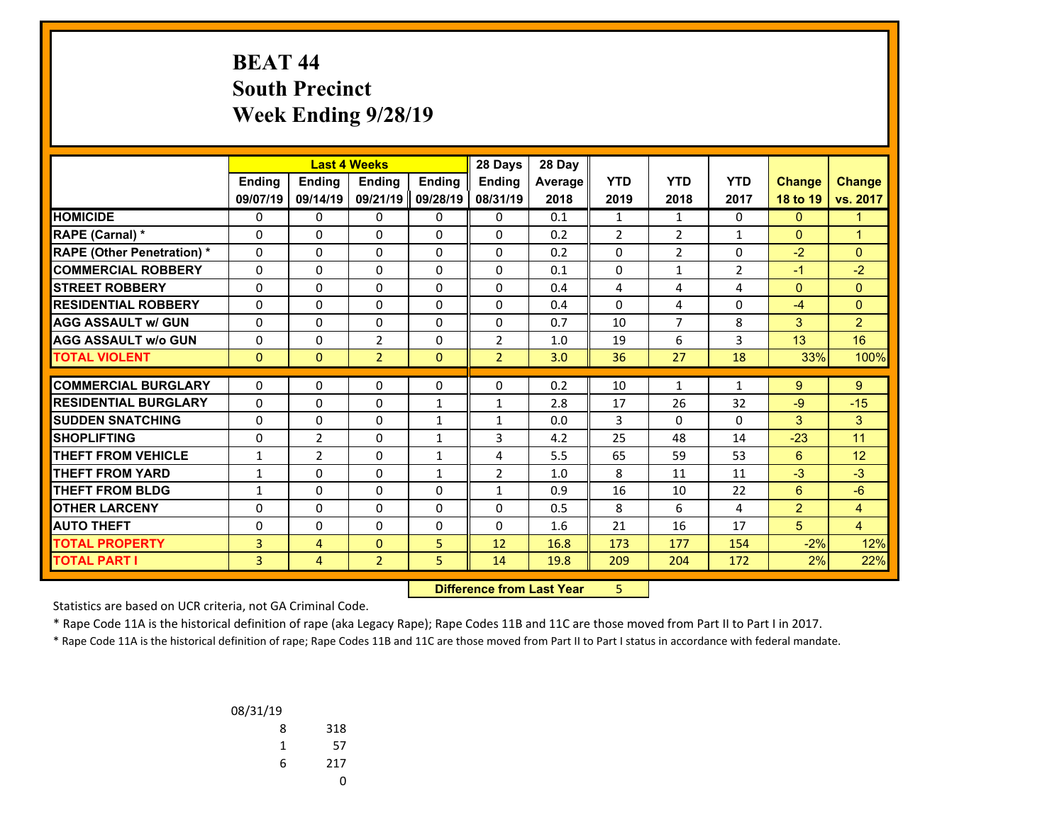# BEAT 44
## South Precinct
## Week Ending 9/28/19

| | Last 4 Weeks | | | | 28 Days | 28 Day | | | | | |
|---|---|---|---|---|---|---|---|---|---|---|---|
| | Ending 09/07/19 | Ending 09/14/19 | Ending 09/21/19 | Ending 09/28/19 | Ending 08/31/19 | Average 2018 | YTD 2019 | YTD 2018 | YTD 2017 | Change 18 to 19 | Change vs. 2017 |
| **HOMICIDE** | 0 | 0 | 0 | 0 | 0 | 0.1 | 1 | 1 | 0 | 0 | 1 |
| **RAPE (Carnal) *** | 0 | 0 | 0 | 0 | 0 | 0.2 | 2 | 2 | 1 | 0 | 1 |
| **RAPE (Other Penetration) *** | 0 | 0 | 0 | 0 | 0 | 0.2 | 0 | 2 | 0 | -2 | 0 |
| **COMMERCIAL ROBBERY** | 0 | 0 | 0 | 0 | 0 | 0.1 | 0 | 1 | 2 | -1 | -2 |
| **STREET ROBBERY** | 0 | 0 | 0 | 0 | 0 | 0.4 | 4 | 4 | 4 | 0 | 0 |
| **RESIDENTIAL ROBBERY** | 0 | 0 | 0 | 0 | 0 | 0.4 | 0 | 4 | 0 | -4 | 0 |
| **AGG ASSAULT w/ GUN** | 0 | 0 | 0 | 0 | 0 | 0.7 | 10 | 7 | 8 | 3 | 2 |
| **AGG ASSAULT w/o GUN** | 0 | 0 | 2 | 0 | 2 | 1.0 | 19 | 6 | 3 | 13 | 16 |
| **TOTAL VIOLENT** | 0 | 0 | 2 | 0 | 2 | 3.0 | 36 | 27 | 18 | 33% | 100% |
| **COMMERCIAL BURGLARY** | 0 | 0 | 0 | 0 | 0 | 0.2 | 10 | 1 | 1 | 9 | 9 |
| **RESIDENTIAL BURGLARY** | 0 | 0 | 0 | 1 | 1 | 2.8 | 17 | 26 | 32 | -9 | -15 |
| **SUDDEN SNATCHING** | 0 | 0 | 0 | 1 | 1 | 0.0 | 3 | 0 | 0 | 3 | 3 |
| **SHOPLIFTING** | 0 | 2 | 0 | 1 | 3 | 4.2 | 25 | 48 | 14 | -23 | 11 |
| **THEFT FROM VEHICLE** | 1 | 2 | 0 | 1 | 4 | 5.5 | 65 | 59 | 53 | 6 | 12 |
| **THEFT FROM YARD** | 1 | 0 | 0 | 1 | 2 | 1.0 | 8 | 11 | 11 | -3 | -3 |
| **THEFT FROM BLDG** | 1 | 0 | 0 | 0 | 1 | 0.9 | 16 | 10 | 22 | 6 | -6 |
| **OTHER LARCENY** | 0 | 0 | 0 | 0 | 0 | 0.5 | 8 | 6 | 4 | 2 | 4 |
| **AUTO THEFT** | 0 | 0 | 0 | 0 | 0 | 1.6 | 21 | 16 | 17 | 5 | 4 |
| **TOTAL PROPERTY** | 3 | 4 | 0 | 5 | 12 | 16.8 | 173 | 177 | 154 | -2% | 12% |
| **TOTAL PART I** | 3 | 4 | 2 | 5 | 14 | 19.8 | 209 | 204 | 172 | 2% | 22% |

**Difference from Last Year** 5

Statistics are based on UCR criteria, not GA Criminal Code.

* Rape Code 11A is the historical definition of rape (aka Legacy Rape); Rape Codes 11B and 11C are those moved from Part II to Part I in 2017.

* Rape Code 11A is the historical definition of rape; Rape Codes 11B and 11C are those moved from Part II to Part I status in accordance with federal mandate.

| 08/31/19 | |
|---|---|
| 8 | 318 |
| 1 | 57 |
| 6 | 217 |
| | 0 |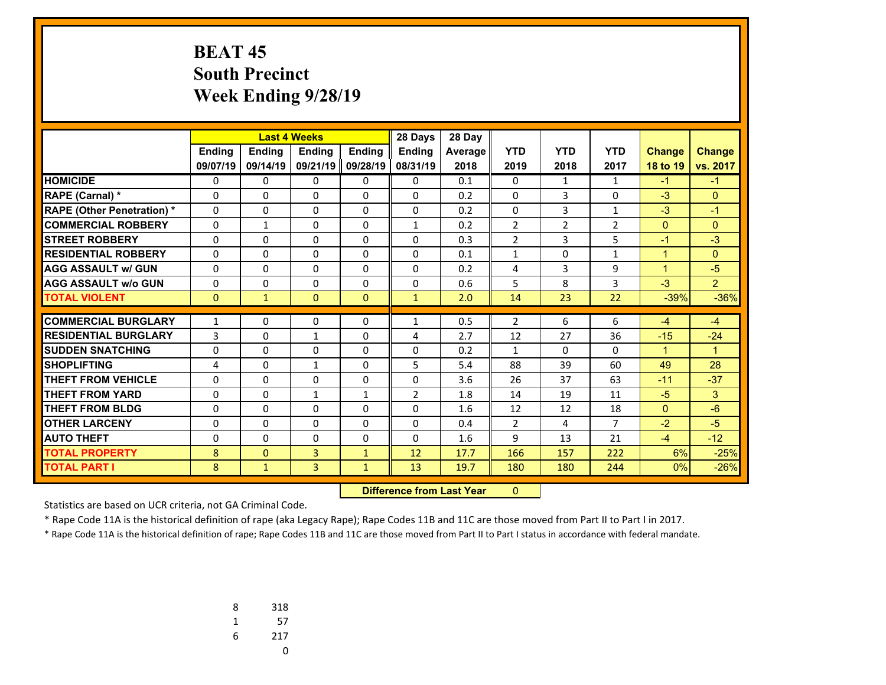# BEAT 45
# South Precinct
# Week Ending 9/28/19

| | Last 4 Weeks | | | | 28 Days | 28 Day | | | | | |
|---|---|---|---|---|---|---|---|---|---|---|---|
| | Ending 09/07/19 | Ending 09/14/19 | Ending 09/21/19 | Ending 09/28/19 | Ending 08/31/19 | Average 2018 | YTD 2019 | YTD 2018 | YTD 2017 | Change 18 to 19 | Change vs. 2017 |
| HOMICIDE | 0 | 0 | 0 | 0 | 0 | 0.1 | 0 | 1 | 1 | -1 | -1 |
| RAPE (Carnal) * | 0 | 0 | 0 | 0 | 0 | 0.2 | 0 | 3 | 0 | -3 | 0 |
| RAPE (Other Penetration) * | 0 | 0 | 0 | 0 | 0 | 0.2 | 0 | 3 | 1 | -3 | -1 |
| COMMERCIAL ROBBERY | 0 | 1 | 0 | 0 | 1 | 0.2 | 2 | 2 | 2 | 0 | 0 |
| STREET ROBBERY | 0 | 0 | 0 | 0 | 0 | 0.3 | 2 | 3 | 5 | -1 | -3 |
| RESIDENTIAL ROBBERY | 0 | 0 | 0 | 0 | 0 | 0.1 | 1 | 0 | 1 | 1 | 0 |
| AGG ASSAULT w/ GUN | 0 | 0 | 0 | 0 | 0 | 0.2 | 4 | 3 | 9 | 1 | -5 |
| AGG ASSAULT w/o GUN | 0 | 0 | 0 | 0 | 0 | 0.6 | 5 | 8 | 3 | -3 | 2 |
| TOTAL VIOLENT | 0 | 1 | 0 | 0 | 1 | 2.0 | 14 | 23 | 22 | -39% | -36% |
| COMMERCIAL BURGLARY | 1 | 0 | 0 | 0 | 1 | 0.5 | 2 | 6 | 6 | -4 | -4 |
| RESIDENTIAL BURGLARY | 3 | 0 | 1 | 0 | 4 | 2.7 | 12 | 27 | 36 | -15 | -24 |
| SUDDEN SNATCHING | 0 | 0 | 0 | 0 | 0 | 0.2 | 1 | 0 | 0 | 1 | 1 |
| SHOPLIFTING | 4 | 0 | 1 | 0 | 5 | 5.4 | 88 | 39 | 60 | 49 | 28 |
| THEFT FROM VEHICLE | 0 | 0 | 0 | 0 | 0 | 3.6 | 26 | 37 | 63 | -11 | -37 |
| THEFT FROM YARD | 0 | 0 | 1 | 1 | 2 | 1.8 | 14 | 19 | 11 | -5 | 3 |
| THEFT FROM BLDG | 0 | 0 | 0 | 0 | 0 | 1.6 | 12 | 12 | 18 | 0 | -6 |
| OTHER LARCENY | 0 | 0 | 0 | 0 | 0 | 0.4 | 2 | 4 | 7 | -2 | -5 |
| AUTO THEFT | 0 | 0 | 0 | 0 | 0 | 1.6 | 9 | 13 | 21 | -4 | -12 |
| TOTAL PROPERTY | 8 | 0 | 3 | 1 | 12 | 17.7 | 166 | 157 | 222 | 6% | -25% |
| TOTAL PART I | 8 | 1 | 3 | 1 | 13 | 19.7 | 180 | 180 | 244 | 0% | -26% |

**Difference from Last Year** 0

Statistics are based on UCR criteria, not GA Criminal Code.

* Rape Code 11A is the historical definition of rape (aka Legacy Rape); Rape Codes 11B and 11C are those moved from Part II to Part I in 2017.

* Rape Code 11A is the historical definition of rape; Rape Codes 11B and 11C are those moved from Part II to Part I status in accordance with federal mandate.

| | |
|---|---|
| 8 | 318 |
| 1 | 57 |
| 6 | 217 |
| | 0 |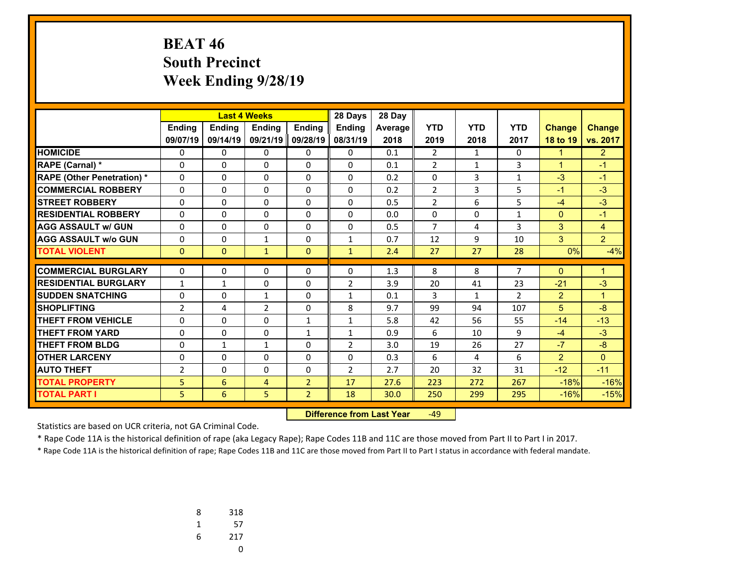# BEAT 46
# South Precinct
# Week Ending 9/28/19

| | Last 4 Weeks | | | | 28 Days | 28 Day | | | | | |
|---|---|---|---|---|---|---|---|---|---|---|---|
| | Ending 09/07/19 | Ending 09/14/19 | Ending 09/21/19 | Ending 09/28/19 | Ending 08/31/19 | Average 2018 | YTD 2019 | YTD 2018 | YTD 2017 | Change 18 to 19 | Change vs. 2017 |
| HOMICIDE | 0 | 0 | 0 | 0 | 0 | 0.1 | 2 | 1 | 0 | 1 | 2 |
| RAPE (Carnal) * | 0 | 0 | 0 | 0 | 0 | 0.1 | 2 | 1 | 3 | 1 | -1 |
| RAPE (Other Penetration) * | 0 | 0 | 0 | 0 | 0 | 0.2 | 0 | 3 | 1 | -3 | -1 |
| COMMERCIAL ROBBERY | 0 | 0 | 0 | 0 | 0 | 0.2 | 2 | 3 | 5 | -1 | -3 |
| STREET ROBBERY | 0 | 0 | 0 | 0 | 0 | 0.5 | 2 | 6 | 5 | -4 | -3 |
| RESIDENTIAL ROBBERY | 0 | 0 | 0 | 0 | 0 | 0.0 | 0 | 0 | 1 | 0 | -1 |
| AGG ASSAULT w/ GUN | 0 | 0 | 0 | 0 | 0 | 0.5 | 7 | 4 | 3 | 3 | 4 |
| AGG ASSAULT w/o GUN | 0 | 0 | 1 | 0 | 1 | 0.7 | 12 | 9 | 10 | 3 | 2 |
| TOTAL VIOLENT | 0 | 0 | 1 | 0 | 1 | 2.4 | 27 | 27 | 28 | 0% | -4% |
| COMMERCIAL BURGLARY | 0 | 0 | 0 | 0 | 0 | 1.3 | 8 | 8 | 7 | 0 | 1 |
| RESIDENTIAL BURGLARY | 1 | 1 | 0 | 0 | 2 | 3.9 | 20 | 41 | 23 | -21 | -3 |
| SUDDEN SNATCHING | 0 | 0 | 1 | 0 | 1 | 0.1 | 3 | 1 | 2 | 2 | 1 |
| SHOPLIFTING | 2 | 4 | 2 | 0 | 8 | 9.7 | 99 | 94 | 107 | 5 | -8 |
| THEFT FROM VEHICLE | 0 | 0 | 0 | 1 | 1 | 5.8 | 42 | 56 | 55 | -14 | -13 |
| THEFT FROM YARD | 0 | 0 | 0 | 1 | 1 | 0.9 | 6 | 10 | 9 | -4 | -3 |
| THEFT FROM BLDG | 0 | 1 | 1 | 0 | 2 | 3.0 | 19 | 26 | 27 | -7 | -8 |
| OTHER LARCENY | 0 | 0 | 0 | 0 | 0 | 0.3 | 6 | 4 | 6 | 2 | 0 |
| AUTO THEFT | 2 | 0 | 0 | 0 | 2 | 2.7 | 20 | 32 | 31 | -12 | -11 |
| TOTAL PROPERTY | 5 | 6 | 4 | 2 | 17 | 27.6 | 223 | 272 | 267 | -18% | -16% |
| TOTAL PART I | 5 | 6 | 5 | 2 | 18 | 30.0 | 250 | 299 | 295 | -16% | -15% |

**Difference from Last Year** -49

Statistics are based on UCR criteria, not GA Criminal Code.

* Rape Code 11A is the historical definition of rape (aka Legacy Rape); Rape Codes 11B and 11C are those moved from Part II to Part I in 2017.

* Rape Code 11A is the historical definition of rape; Rape Codes 11B and 11C are those moved from Part II to Part I status in accordance with federal mandate.

| | |
|---|---|
| 8 | 318 |
| 1 | 57 |
| 6 | 217 |
| | 0 |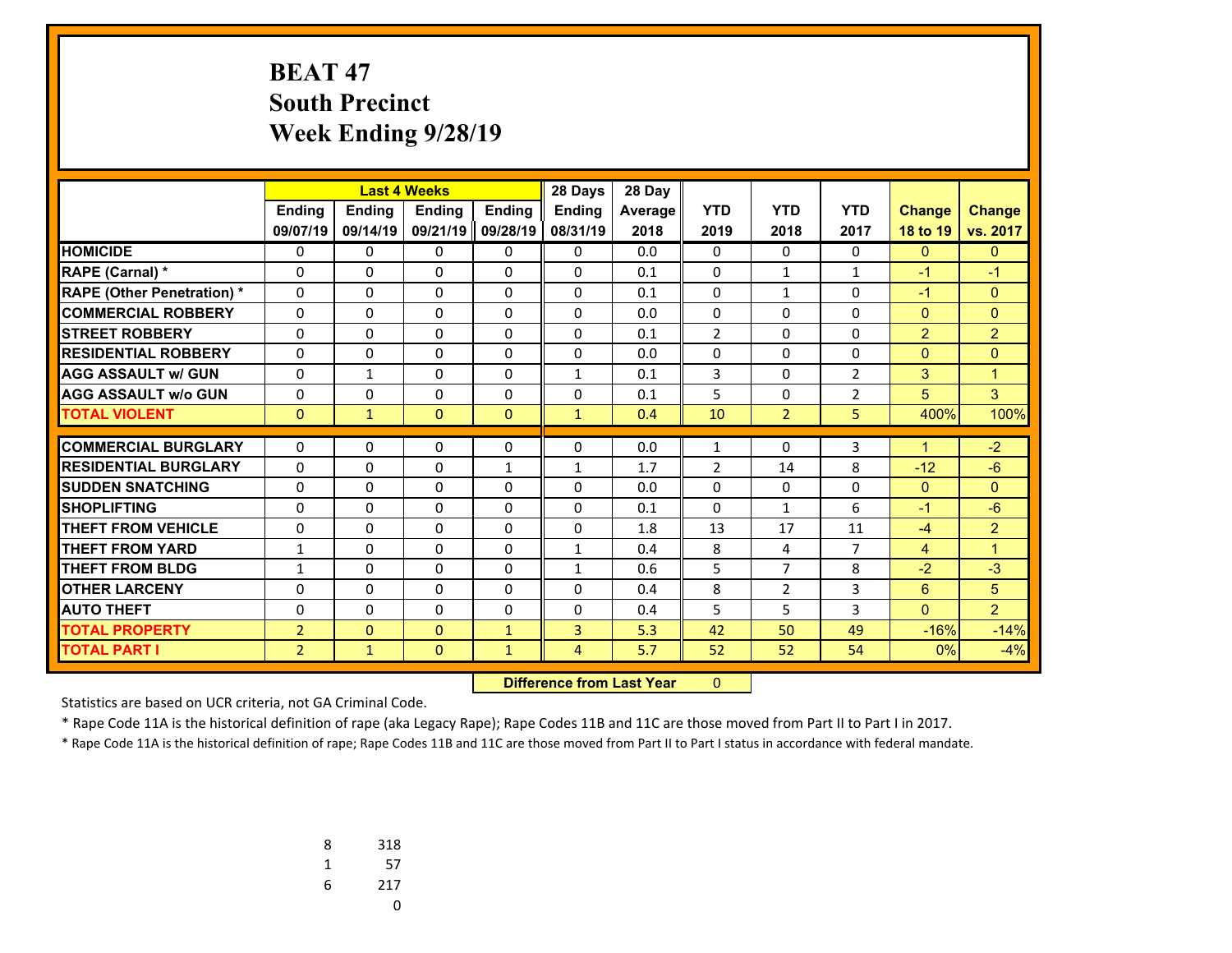# BEAT 47
# South Precinct
# Week Ending 9/28/19

| | Last 4 Weeks | | | | 28 Days | 28 Day | | | | | |
|---|---|---|---|---|---|---|---|---|---|---|---|
| | Ending 09/07/19 | Ending 09/14/19 | Ending 09/21/19 | Ending 09/28/19 | Ending 08/31/19 | Average 2018 | YTD 2019 | YTD 2018 | YTD 2017 | Change 18 to 19 | Change vs. 2017 |
| HOMICIDE | 0 | 0 | 0 | 0 | 0 | 0.0 | 0 | 0 | 0 | 0 | 0 |
| RAPE (Carnal) * | 0 | 0 | 0 | 0 | 0 | 0.1 | 0 | 1 | 1 | -1 | -1 |
| RAPE (Other Penetration) * | 0 | 0 | 0 | 0 | 0 | 0.1 | 0 | 1 | 0 | -1 | 0 |
| COMMERCIAL ROBBERY | 0 | 0 | 0 | 0 | 0 | 0.0 | 0 | 0 | 0 | 0 | 0 |
| STREET ROBBERY | 0 | 0 | 0 | 0 | 0 | 0.1 | 2 | 0 | 0 | 2 | 2 |
| RESIDENTIAL ROBBERY | 0 | 0 | 0 | 0 | 0 | 0.0 | 0 | 0 | 0 | 0 | 0 |
| AGG ASSAULT w/ GUN | 0 | 1 | 0 | 0 | 1 | 0.1 | 3 | 0 | 2 | 3 | 1 |
| AGG ASSAULT w/o GUN | 0 | 0 | 0 | 0 | 0 | 0.1 | 5 | 0 | 2 | 5 | 3 |
| TOTAL VIOLENT | 0 | 1 | 0 | 0 | 1 | 0.4 | 10 | 2 | 5 | 400% | 100% |
| COMMERCIAL BURGLARY | 0 | 0 | 0 | 0 | 0 | 0.0 | 1 | 0 | 3 | 1 | -2 |
| RESIDENTIAL BURGLARY | 0 | 0 | 0 | 1 | 1 | 1.7 | 2 | 14 | 8 | -12 | -6 |
| SUDDEN SNATCHING | 0 | 0 | 0 | 0 | 0 | 0.0 | 0 | 0 | 0 | 0 | 0 |
| SHOPLIFTING | 0 | 0 | 0 | 0 | 0 | 0.1 | 0 | 1 | 6 | -1 | -6 |
| THEFT FROM VEHICLE | 0 | 0 | 0 | 0 | 0 | 1.8 | 13 | 17 | 11 | -4 | 2 |
| THEFT FROM YARD | 1 | 0 | 0 | 0 | 1 | 0.4 | 8 | 4 | 7 | 4 | 1 |
| THEFT FROM BLDG | 1 | 0 | 0 | 0 | 1 | 0.6 | 5 | 7 | 8 | -2 | -3 |
| OTHER LARCENY | 0 | 0 | 0 | 0 | 0 | 0.4 | 8 | 2 | 3 | 6 | 5 |
| AUTO THEFT | 0 | 0 | 0 | 0 | 0 | 0.4 | 5 | 5 | 3 | 0 | 2 |
| TOTAL PROPERTY | 2 | 0 | 0 | 1 | 3 | 5.3 | 42 | 50 | 49 | -16% | -14% |
| TOTAL PART I | 2 | 1 | 0 | 1 | 4 | 5.7 | 52 | 52 | 54 | 0% | -4% |

**Difference from Last Year** 0

Statistics are based on UCR criteria, not GA Criminal Code.

* Rape Code 11A is the historical definition of rape (aka Legacy Rape); Rape Codes 11B and 11C are those moved from Part II to Part I in 2017.

* Rape Code 11A is the historical definition of rape; Rape Codes 11B and 11C are those moved from Part II to Part I status in accordance with federal mandate.

| | |
|---|---|
| 8 | 318 |
| 1 | 57 |
| 6 | 217 |
| | 0 |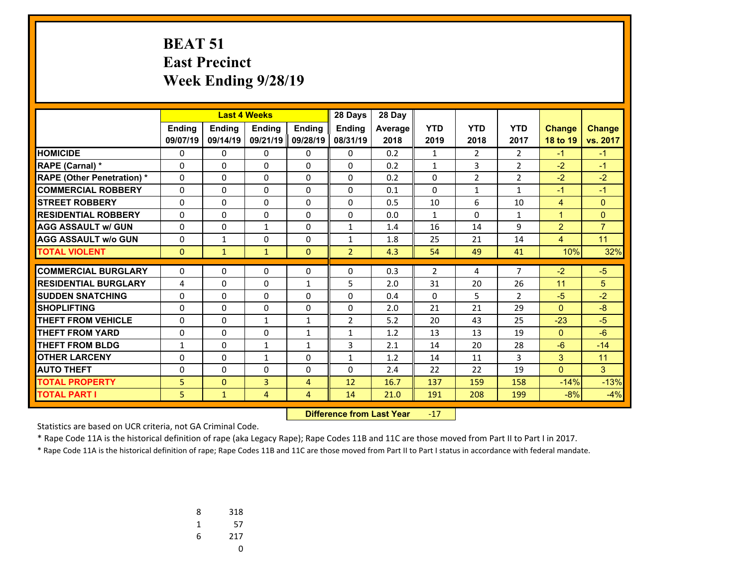# BEAT 51
# East Precinct
# Week Ending 9/28/19

| | Last 4 Weeks | | | | 28 Days | 28 Day | | | | | |
|---|---|---|---|---|---|---|---|---|---|---|---|
| | Ending 09/07/19 | Ending 09/14/19 | Ending 09/21/19 | Ending 09/28/19 | Ending 08/31/19 | Average 2018 | YTD 2019 | YTD 2018 | YTD 2017 | Change 18 to 19 | Change vs. 2017 |
| **HOMICIDE** | 0 | 0 | 0 | 0 | 0 | 0.2 | 1 | 2 | 2 | -1 | -1 |
| **RAPE (Carnal) *** | 0 | 0 | 0 | 0 | 0 | 0.2 | 1 | 3 | 2 | -2 | -1 |
| **RAPE (Other Penetration) *** | 0 | 0 | 0 | 0 | 0 | 0.2 | 0 | 2 | 2 | -2 | -2 |
| **COMMERCIAL ROBBERY** | 0 | 0 | 0 | 0 | 0 | 0.1 | 0 | 1 | 1 | -1 | -1 |
| **STREET ROBBERY** | 0 | 0 | 0 | 0 | 0 | 0.5 | 10 | 6 | 10 | 4 | 0 |
| **RESIDENTIAL ROBBERY** | 0 | 0 | 0 | 0 | 0 | 0.0 | 1 | 0 | 1 | 1 | 0 |
| **AGG ASSAULT w/ GUN** | 0 | 0 | 1 | 0 | 1 | 1.4 | 16 | 14 | 9 | 2 | 7 |
| **AGG ASSAULT w/o GUN** | 0 | 1 | 0 | 0 | 1 | 1.8 | 25 | 21 | 14 | 4 | 11 |
| **TOTAL VIOLENT** | 0 | 1 | 1 | 0 | 2 | 4.3 | 54 | 49 | 41 | 10% | 32% |
| **COMMERCIAL BURGLARY** | 0 | 0 | 0 | 0 | 0 | 0.3 | 2 | 4 | 7 | -2 | -5 |
| **RESIDENTIAL BURGLARY** | 4 | 0 | 0 | 1 | 5 | 2.0 | 31 | 20 | 26 | 11 | 5 |
| **SUDDEN SNATCHING** | 0 | 0 | 0 | 0 | 0 | 0.4 | 0 | 5 | 2 | -5 | -2 |
| **SHOPLIFTING** | 0 | 0 | 0 | 0 | 0 | 2.0 | 21 | 21 | 29 | 0 | -8 |
| **THEFT FROM VEHICLE** | 0 | 0 | 1 | 1 | 2 | 5.2 | 20 | 43 | 25 | -23 | -5 |
| **THEFT FROM YARD** | 0 | 0 | 0 | 1 | 1 | 1.2 | 13 | 13 | 19 | 0 | -6 |
| **THEFT FROM BLDG** | 1 | 0 | 1 | 1 | 3 | 2.1 | 14 | 20 | 28 | -6 | -14 |
| **OTHER LARCENY** | 0 | 0 | 1 | 0 | 1 | 1.2 | 14 | 11 | 3 | 3 | 11 |
| **AUTO THEFT** | 0 | 0 | 0 | 0 | 0 | 2.4 | 22 | 22 | 19 | 0 | 3 |
| **TOTAL PROPERTY** | 5 | 0 | 3 | 4 | 12 | 16.7 | 137 | 159 | 158 | -14% | -13% |
| **TOTAL PART I** | 5 | 1 | 4 | 4 | 14 | 21.0 | 191 | 208 | 199 | -8% | -4% |

**Difference from Last Year** -17

Statistics are based on UCR criteria, not GA Criminal Code.

* Rape Code 11A is the historical definition of rape (aka Legacy Rape); Rape Codes 11B and 11C are those moved from Part II to Part I in 2017.

* Rape Code 11A is the historical definition of rape; Rape Codes 11B and 11C are those moved from Part II to Part I status in accordance with federal mandate.

| | |
|---|---|
| 8 | 318 |
| 1 | 57 |
| 6 | 217 |
| | 0 |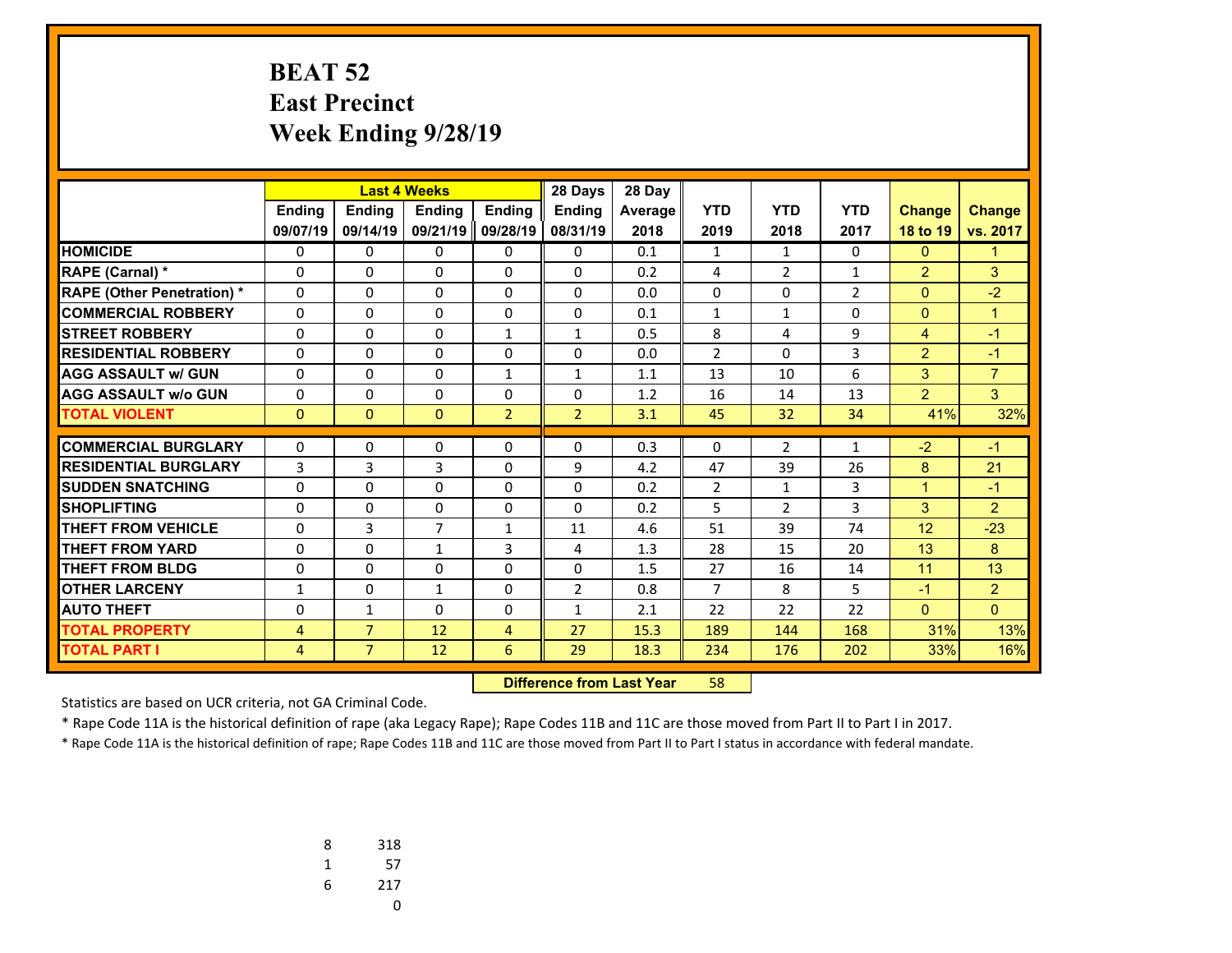# BEAT 52
# East Precinct
# Week Ending 9/28/19

| | Last 4 Weeks | | | | 28 Days | 28 Day | | | | | |
|---|---|---|---|---|---|---|---|---|---|---|---|
| | Ending 09/07/19 | Ending 09/14/19 | Ending 09/21/19 | Ending 09/28/19 | Ending 08/31/19 | Average 2018 | YTD 2019 | YTD 2018 | YTD 2017 | Change 18 to 19 | Change vs. 2017 |
| HOMICIDE | 0 | 0 | 0 | 0 | 0 | 0.1 | 1 | 1 | 0 | 0 | 1 |
| RAPE (Carnal) * | 0 | 0 | 0 | 0 | 0 | 0.2 | 4 | 2 | 1 | 2 | 3 |
| RAPE (Other Penetration) * | 0 | 0 | 0 | 0 | 0 | 0.0 | 0 | 0 | 2 | 0 | -2 |
| COMMERCIAL ROBBERY | 0 | 0 | 0 | 0 | 0 | 0.1 | 1 | 1 | 0 | 0 | 1 |
| STREET ROBBERY | 0 | 0 | 0 | 1 | 1 | 0.5 | 8 | 4 | 9 | 4 | -1 |
| RESIDENTIAL ROBBERY | 0 | 0 | 0 | 0 | 0 | 0.0 | 2 | 0 | 3 | 2 | -1 |
| AGG ASSAULT w/ GUN | 0 | 0 | 0 | 1 | 1 | 1.1 | 13 | 10 | 6 | 3 | 7 |
| AGG ASSAULT w/o GUN | 0 | 0 | 0 | 0 | 0 | 1.2 | 16 | 14 | 13 | 2 | 3 |
| TOTAL VIOLENT | 0 | 0 | 0 | 2 | 2 | 3.1 | 45 | 32 | 34 | 41% | 32% |
| COMMERCIAL BURGLARY | 0 | 0 | 0 | 0 | 0 | 0.3 | 0 | 2 | 1 | -2 | -1 |
| RESIDENTIAL BURGLARY | 3 | 3 | 3 | 0 | 9 | 4.2 | 47 | 39 | 26 | 8 | 21 |
| SUDDEN SNATCHING | 0 | 0 | 0 | 0 | 0 | 0.2 | 2 | 1 | 3 | 1 | -1 |
| SHOPLIFTING | 0 | 0 | 0 | 0 | 0 | 0.2 | 5 | 2 | 3 | 3 | 2 |
| THEFT FROM VEHICLE | 0 | 3 | 7 | 1 | 11 | 4.6 | 51 | 39 | 74 | 12 | -23 |
| THEFT FROM YARD | 0 | 0 | 1 | 3 | 4 | 1.3 | 28 | 15 | 20 | 13 | 8 |
| THEFT FROM BLDG | 0 | 0 | 0 | 0 | 0 | 1.5 | 27 | 16 | 14 | 11 | 13 |
| OTHER LARCENY | 1 | 0 | 1 | 0 | 2 | 0.8 | 7 | 8 | 5 | -1 | 2 |
| AUTO THEFT | 0 | 1 | 0 | 0 | 1 | 2.1 | 22 | 22 | 22 | 0 | 0 |
| TOTAL PROPERTY | 4 | 7 | 12 | 4 | 27 | 15.3 | 189 | 144 | 168 | 31% | 13% |
| TOTAL PART I | 4 | 7 | 12 | 6 | 29 | 18.3 | 234 | 176 | 202 | 33% | 16% |

**Difference from Last Year** 58

Statistics are based on UCR criteria, not GA Criminal Code.

* Rape Code 11A is the historical definition of rape (aka Legacy Rape); Rape Codes 11B and 11C are those moved from Part II to Part I in 2017.

* Rape Code 11A is the historical definition of rape; Rape Codes 11B and 11C are those moved from Part II to Part I status in accordance with federal mandate.

| | |
|---|---|
| 8 | 318 |
| 1 | 57 |
| 6 | 217 |
| | 0 |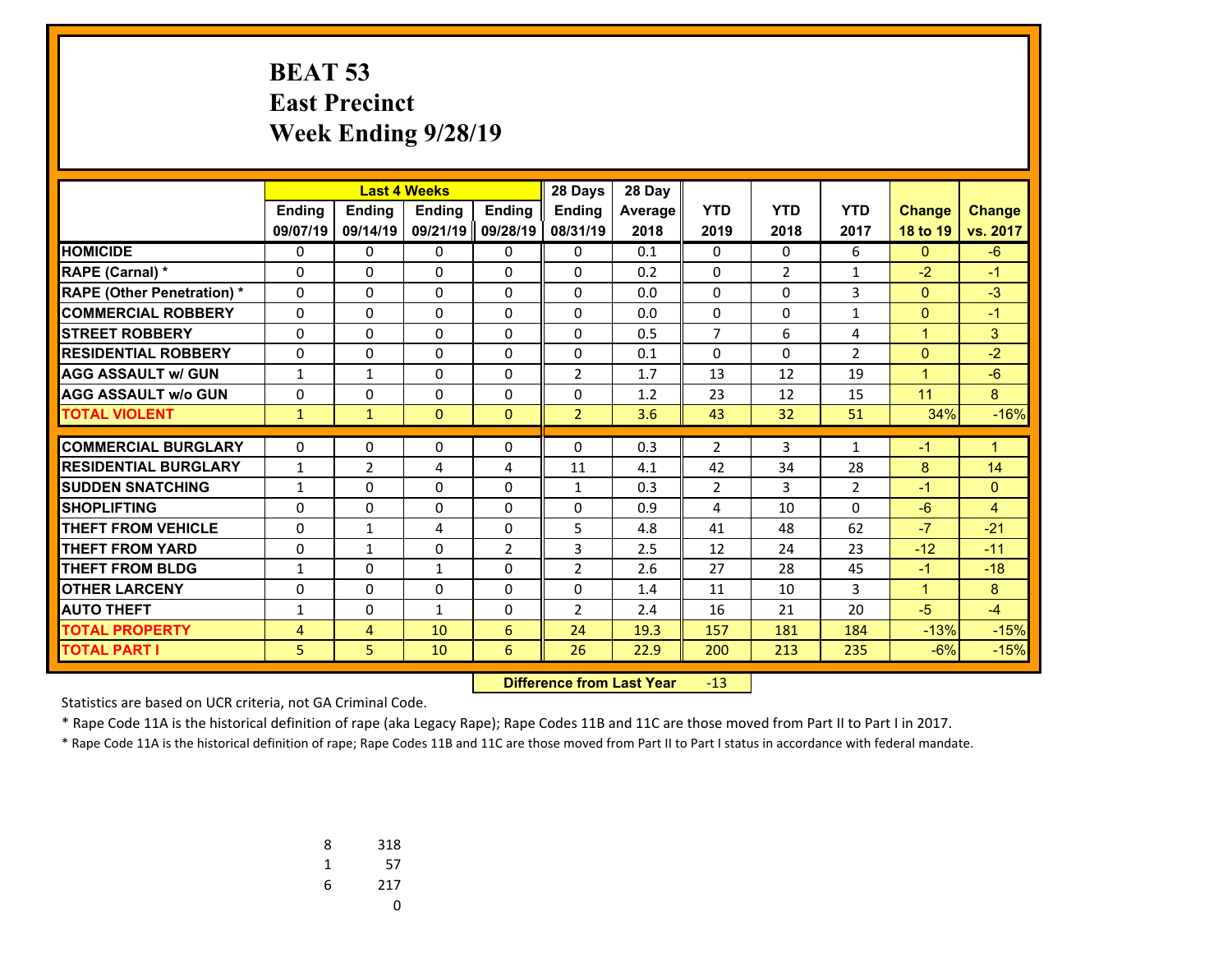# BEAT 53
# East Precinct
# Week Ending 9/28/19

| | Last 4 Weeks | | | | 28 Days | 28 Day | | | | | |
|---|---|---|---|---|---|---|---|---|---|---|---|
| | Ending 09/07/19 | Ending 09/14/19 | Ending 09/21/19 | Ending 09/28/19 | Ending 08/31/19 | Average 2018 | YTD 2019 | YTD 2018 | YTD 2017 | Change 18 to 19 | Change vs. 2017 |
| HOMICIDE | 0 | 0 | 0 | 0 | 0 | 0.1 | 0 | 0 | 6 | 0 | -6 |
| RAPE (Carnal) * | 0 | 0 | 0 | 0 | 0 | 0.2 | 0 | 2 | 1 | -2 | -1 |
| RAPE (Other Penetration) * | 0 | 0 | 0 | 0 | 0 | 0.0 | 0 | 0 | 3 | 0 | -3 |
| COMMERCIAL ROBBERY | 0 | 0 | 0 | 0 | 0 | 0.0 | 0 | 0 | 1 | 0 | -1 |
| STREET ROBBERY | 0 | 0 | 0 | 0 | 0 | 0.5 | 7 | 6 | 4 | 1 | 3 |
| RESIDENTIAL ROBBERY | 0 | 0 | 0 | 0 | 0 | 0.1 | 0 | 0 | 2 | 0 | -2 |
| AGG ASSAULT w/ GUN | 1 | 1 | 0 | 0 | 2 | 1.7 | 13 | 12 | 19 | 1 | -6 |
| AGG ASSAULT w/o GUN | 0 | 0 | 0 | 0 | 0 | 1.2 | 23 | 12 | 15 | 11 | 8 |
| TOTAL VIOLENT | 1 | 1 | 0 | 0 | 2 | 3.6 | 43 | 32 | 51 | 34% | -16% |
| COMMERCIAL BURGLARY | 0 | 0 | 0 | 0 | 0 | 0.3 | 2 | 3 | 1 | -1 | 1 |
| RESIDENTIAL BURGLARY | 1 | 2 | 4 | 4 | 11 | 4.1 | 42 | 34 | 28 | 8 | 14 |
| SUDDEN SNATCHING | 1 | 0 | 0 | 0 | 1 | 0.3 | 2 | 3 | 2 | -1 | 0 |
| SHOPLIFTING | 0 | 0 | 0 | 0 | 0 | 0.9 | 4 | 10 | 0 | -6 | 4 |
| THEFT FROM VEHICLE | 0 | 1 | 4 | 0 | 5 | 4.8 | 41 | 48 | 62 | -7 | -21 |
| THEFT FROM YARD | 0 | 1 | 0 | 2 | 3 | 2.5 | 12 | 24 | 23 | -12 | -11 |
| THEFT FROM BLDG | 1 | 0 | 1 | 0 | 2 | 2.6 | 27 | 28 | 45 | -1 | -18 |
| OTHER LARCENY | 0 | 0 | 0 | 0 | 0 | 1.4 | 11 | 10 | 3 | 1 | 8 |
| AUTO THEFT | 1 | 0 | 1 | 0 | 2 | 2.4 | 16 | 21 | 20 | -5 | -4 |
| TOTAL PROPERTY | 4 | 4 | 10 | 6 | 24 | 19.3 | 157 | 181 | 184 | -13% | -15% |
| TOTAL PART I | 5 | 5 | 10 | 6 | 26 | 22.9 | 200 | 213 | 235 | -6% | -15% |

**Difference from Last Year** -13

Statistics are based on UCR criteria, not GA Criminal Code.

* Rape Code 11A is the historical definition of rape (aka Legacy Rape); Rape Codes 11B and 11C are those moved from Part II to Part I in 2017.

* Rape Code 11A is the historical definition of rape; Rape Codes 11B and 11C are those moved from Part II to Part I status in accordance with federal mandate.

| | |
|---|---|
| 8 | 318 |
| 1 | 57 |
| 6 | 217 |
| | 0 |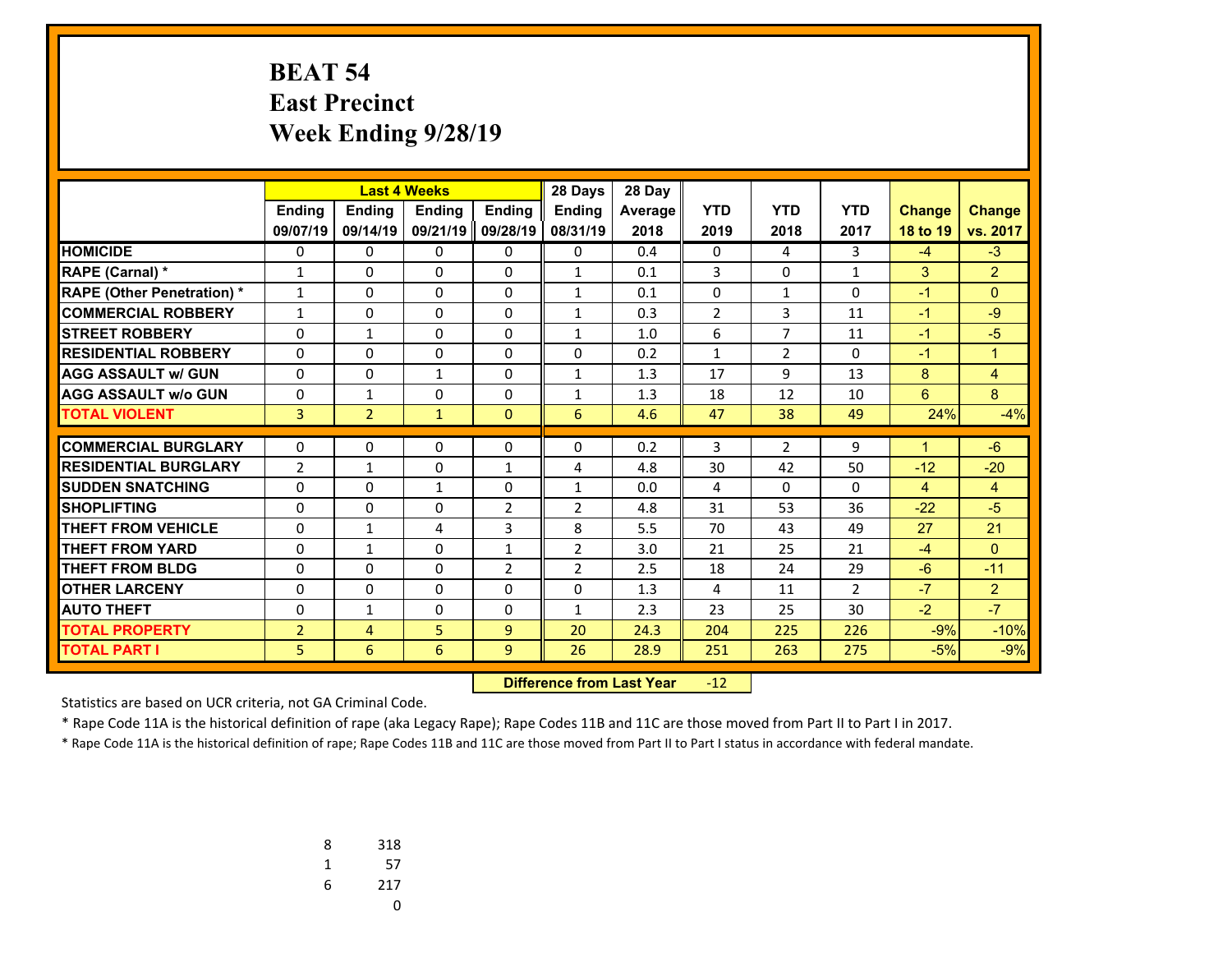# BEAT 54
# East Precinct
# Week Ending 9/28/19

| | Last 4 Weeks | | | | 28 Days | 28 Day | | | | | |
|---|---|---|---|---|---|---|---|---|---|---|---|
| | Ending 09/07/19 | Ending 09/14/19 | Ending 09/21/19 | Ending 09/28/19 | Ending 08/31/19 | Average 2018 | YTD 2019 | YTD 2018 | YTD 2017 | Change 18 to 19 | Change vs. 2017 |
| HOMICIDE | 0 | 0 | 0 | 0 | 0 | 0.4 | 0 | 4 | 3 | -4 | -3 |
| RAPE (Carnal) * | 1 | 0 | 0 | 0 | 1 | 0.1 | 3 | 0 | 1 | 3 | 2 |
| RAPE (Other Penetration) * | 1 | 0 | 0 | 0 | 1 | 0.1 | 0 | 1 | 0 | -1 | 0 |
| COMMERCIAL ROBBERY | 1 | 0 | 0 | 0 | 1 | 0.3 | 2 | 3 | 11 | -1 | -9 |
| STREET ROBBERY | 0 | 1 | 0 | 0 | 1 | 1.0 | 6 | 7 | 11 | -1 | -5 |
| RESIDENTIAL ROBBERY | 0 | 0 | 0 | 0 | 0 | 0.2 | 1 | 2 | 0 | -1 | 1 |
| AGG ASSAULT w/ GUN | 0 | 0 | 1 | 0 | 1 | 1.3 | 17 | 9 | 13 | 8 | 4 |
| AGG ASSAULT w/o GUN | 0 | 1 | 0 | 0 | 1 | 1.3 | 18 | 12 | 10 | 6 | 8 |
| TOTAL VIOLENT | 3 | 2 | 1 | 0 | 6 | 4.6 | 47 | 38 | 49 | 24% | -4% |
| COMMERCIAL BURGLARY | 0 | 0 | 0 | 0 | 0 | 0.2 | 3 | 2 | 9 | 1 | -6 |
| RESIDENTIAL BURGLARY | 2 | 1 | 0 | 1 | 4 | 4.8 | 30 | 42 | 50 | -12 | -20 |
| SUDDEN SNATCHING | 0 | 0 | 1 | 0 | 1 | 0.0 | 4 | 0 | 0 | 4 | 4 |
| SHOPLIFTING | 0 | 0 | 0 | 2 | 2 | 4.8 | 31 | 53 | 36 | -22 | -5 |
| THEFT FROM VEHICLE | 0 | 1 | 4 | 3 | 8 | 5.5 | 70 | 43 | 49 | 27 | 21 |
| THEFT FROM YARD | 0 | 1 | 0 | 1 | 2 | 3.0 | 21 | 25 | 21 | -4 | 0 |
| THEFT FROM BLDG | 0 | 0 | 0 | 2 | 2 | 2.5 | 18 | 24 | 29 | -6 | -11 |
| OTHER LARCENY | 0 | 0 | 0 | 0 | 0 | 1.3 | 4 | 11 | 2 | -7 | 2 |
| AUTO THEFT | 0 | 1 | 0 | 0 | 1 | 2.3 | 23 | 25 | 30 | -2 | -7 |
| TOTAL PROPERTY | 2 | 4 | 5 | 9 | 20 | 24.3 | 204 | 225 | 226 | -9% | -10% |
| TOTAL PART I | 5 | 6 | 6 | 9 | 26 | 28.9 | 251 | 263 | 275 | -5% | -9% |

**Difference from Last Year** -12

Statistics are based on UCR criteria, not GA Criminal Code.

* Rape Code 11A is the historical definition of rape (aka Legacy Rape); Rape Codes 11B and 11C are those moved from Part II to Part I in 2017.

* Rape Code 11A is the historical definition of rape; Rape Codes 11B and 11C are those moved from Part II to Part I status in accordance with federal mandate.

| | |
|---|---|
| 8 | 318 |
| 1 | 57 |
| 6 | 217 |
| | 0 |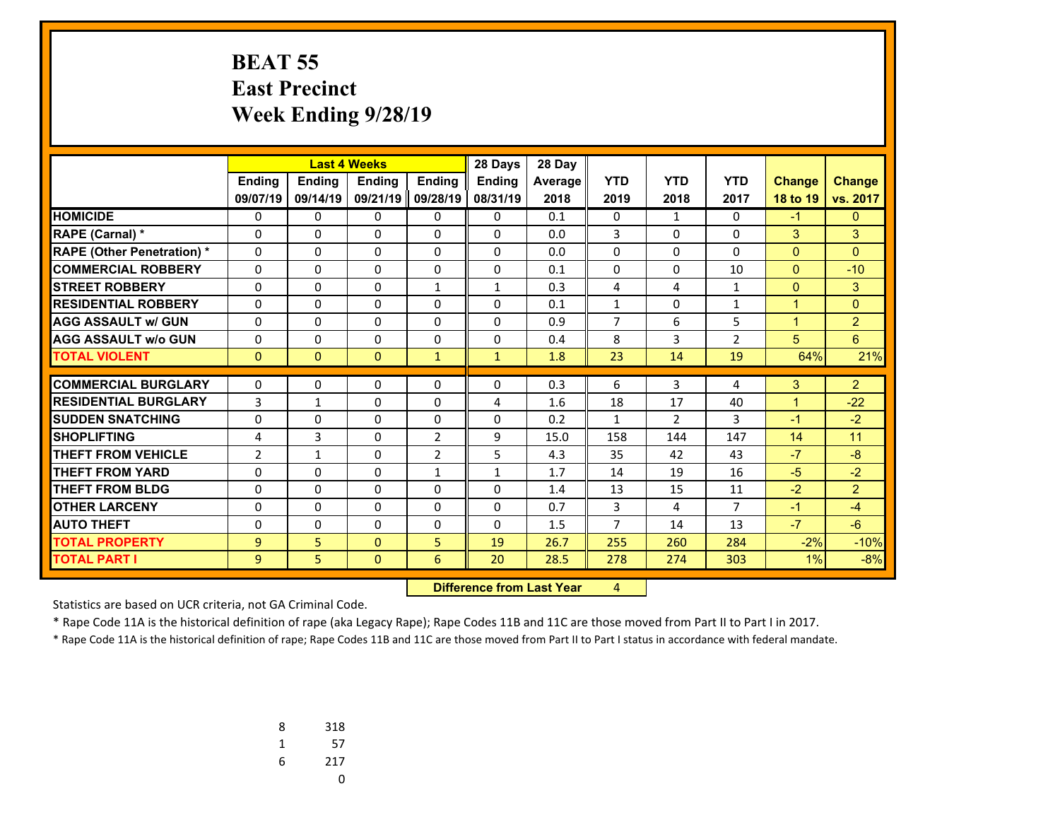# BEAT 55
## East Precinct
## Week Ending 9/28/19

| | Last 4 Weeks | | | | 28 Days | 28 Day | | | | | |
|---|---|---|---|---|---|---|---|---|---|---|---|
| | Ending 09/07/19 | Ending 09/14/19 | Ending 09/21/19 | Ending 09/28/19 | Ending 08/31/19 | Average 2018 | YTD 2019 | YTD 2018 | YTD 2017 | Change 18 to 19 | Change vs. 2017 |
| HOMICIDE | 0 | 0 | 0 | 0 | 0 | 0.1 | 0 | 1 | 0 | -1 | 0 |
| RAPE (Carnal) * | 0 | 0 | 0 | 0 | 0 | 0.0 | 3 | 0 | 0 | 3 | 3 |
| RAPE (Other Penetration) * | 0 | 0 | 0 | 0 | 0 | 0.0 | 0 | 0 | 0 | 0 | 0 |
| COMMERCIAL ROBBERY | 0 | 0 | 0 | 0 | 0 | 0.1 | 0 | 0 | 10 | 0 | -10 |
| STREET ROBBERY | 0 | 0 | 0 | 1 | 1 | 0.3 | 4 | 4 | 1 | 0 | 3 |
| RESIDENTIAL ROBBERY | 0 | 0 | 0 | 0 | 0 | 0.1 | 1 | 0 | 1 | 1 | 0 |
| AGG ASSAULT w/ GUN | 0 | 0 | 0 | 0 | 0 | 0.9 | 7 | 6 | 5 | 1 | 2 |
| AGG ASSAULT w/o GUN | 0 | 0 | 0 | 0 | 0 | 0.4 | 8 | 3 | 2 | 5 | 6 |
| TOTAL VIOLENT | 0 | 0 | 0 | 1 | 1 | 1.8 | 23 | 14 | 19 | 64% | 21% |
| COMMERCIAL BURGLARY | 0 | 0 | 0 | 0 | 0 | 0.3 | 6 | 3 | 4 | 3 | 2 |
| RESIDENTIAL BURGLARY | 3 | 1 | 0 | 0 | 4 | 1.6 | 18 | 17 | 40 | 1 | -22 |
| SUDDEN SNATCHING | 0 | 0 | 0 | 0 | 0 | 0.2 | 1 | 2 | 3 | -1 | -2 |
| SHOPLIFTING | 4 | 3 | 0 | 2 | 9 | 15.0 | 158 | 144 | 147 | 14 | 11 |
| THEFT FROM VEHICLE | 2 | 1 | 0 | 2 | 5 | 4.3 | 35 | 42 | 43 | -7 | -8 |
| THEFT FROM YARD | 0 | 0 | 0 | 1 | 1 | 1.7 | 14 | 19 | 16 | -5 | -2 |
| THEFT FROM BLDG | 0 | 0 | 0 | 0 | 0 | 1.4 | 13 | 15 | 11 | -2 | 2 |
| OTHER LARCENY | 0 | 0 | 0 | 0 | 0 | 0.7 | 3 | 4 | 7 | -1 | -4 |
| AUTO THEFT | 0 | 0 | 0 | 0 | 0 | 1.5 | 7 | 14 | 13 | -7 | -6 |
| TOTAL PROPERTY | 9 | 5 | 0 | 5 | 19 | 26.7 | 255 | 260 | 284 | -2% | -10% |
| TOTAL PART I | 9 | 5 | 0 | 6 | 20 | 28.5 | 278 | 274 | 303 | 1% | -8% |

**Difference from Last Year** 4

Statistics are based on UCR criteria, not GA Criminal Code.

* Rape Code 11A is the historical definition of rape (aka Legacy Rape); Rape Codes 11B and 11C are those moved from Part II to Part I in 2017.

* Rape Code 11A is the historical definition of rape; Rape Codes 11B and 11C are those moved from Part II to Part I status in accordance with federal mandate.

| | |
|---|---|
| 8 | 318 |
| 1 | 57 |
| 6 | 217 |
| | 0 |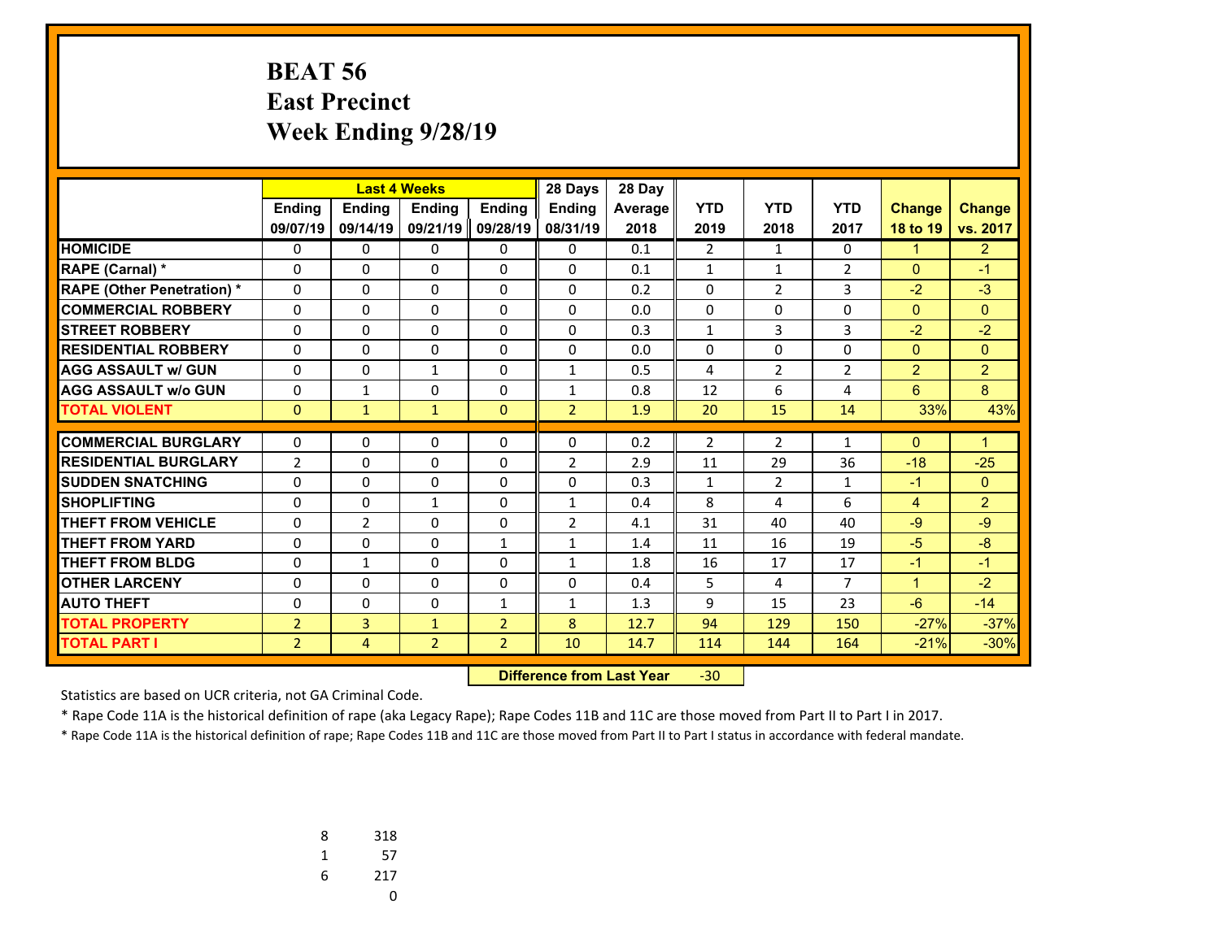# BEAT 56
## East Precinct
## Week Ending 9/28/19

| | Last 4 Weeks | | | | 28 Days | 28 Day | | | | | |
|---|---|---|---|---|---|---|---|---|---|---|---|
| | Ending 09/07/19 | Ending 09/14/19 | Ending 09/21/19 | Ending 09/28/19 | Ending 08/31/19 | Average 2018 | YTD 2019 | YTD 2018 | YTD 2017 | Change 18 to 19 | Change vs. 2017 |
| HOMICIDE | 0 | 0 | 0 | 0 | 0 | 0.1 | 2 | 1 | 0 | 1 | 2 |
| RAPE (Carnal) * | 0 | 0 | 0 | 0 | 0 | 0.1 | 1 | 1 | 2 | 0 | -1 |
| RAPE (Other Penetration) * | 0 | 0 | 0 | 0 | 0 | 0.2 | 0 | 2 | 3 | -2 | -3 |
| COMMERCIAL ROBBERY | 0 | 0 | 0 | 0 | 0 | 0.0 | 0 | 0 | 0 | 0 | 0 |
| STREET ROBBERY | 0 | 0 | 0 | 0 | 0 | 0.3 | 1 | 3 | 3 | -2 | -2 |
| RESIDENTIAL ROBBERY | 0 | 0 | 0 | 0 | 0 | 0.0 | 0 | 0 | 0 | 0 | 0 |
| AGG ASSAULT w/ GUN | 0 | 0 | 1 | 0 | 1 | 0.5 | 4 | 2 | 2 | 2 | 2 |
| AGG ASSAULT w/o GUN | 0 | 1 | 0 | 0 | 1 | 0.8 | 12 | 6 | 4 | 6 | 8 |
| TOTAL VIOLENT | 0 | 1 | 1 | 0 | 2 | 1.9 | 20 | 15 | 14 | 33% | 43% |
| COMMERCIAL BURGLARY | 0 | 0 | 0 | 0 | 0 | 0.2 | 2 | 2 | 1 | 0 | 1 |
| RESIDENTIAL BURGLARY | 2 | 0 | 0 | 0 | 2 | 2.9 | 11 | 29 | 36 | -18 | -25 |
| SUDDEN SNATCHING | 0 | 0 | 0 | 0 | 0 | 0.3 | 1 | 2 | 1 | -1 | 0 |
| SHOPLIFTING | 0 | 0 | 1 | 0 | 1 | 0.4 | 8 | 4 | 6 | 4 | 2 |
| THEFT FROM VEHICLE | 0 | 2 | 0 | 0 | 2 | 4.1 | 31 | 40 | 40 | -9 | -9 |
| THEFT FROM YARD | 0 | 0 | 0 | 1 | 1 | 1.4 | 11 | 16 | 19 | -5 | -8 |
| THEFT FROM BLDG | 0 | 1 | 0 | 0 | 1 | 1.8 | 16 | 17 | 17 | -1 | -1 |
| OTHER LARCENY | 0 | 0 | 0 | 0 | 0 | 0.4 | 5 | 4 | 7 | 1 | -2 |
| AUTO THEFT | 0 | 0 | 0 | 1 | 1 | 1.3 | 9 | 15 | 23 | -6 | -14 |
| TOTAL PROPERTY | 2 | 3 | 1 | 2 | 8 | 12.7 | 94 | 129 | 150 | -27% | -37% |
| TOTAL PART I | 2 | 4 | 2 | 2 | 10 | 14.7 | 114 | 144 | 164 | -21% | -30% |

**Difference from Last Year** -30

Statistics are based on UCR criteria, not GA Criminal Code.

* Rape Code 11A is the historical definition of rape (aka Legacy Rape); Rape Codes 11B and 11C are those moved from Part II to Part I in 2017.

* Rape Code 11A is the historical definition of rape; Rape Codes 11B and 11C are those moved from Part II to Part I status in accordance with federal mandate.

| | |
|---|---|
| 8 | 318 |
| 1 | 57 |
| 6 | 217 |
| | 0 |